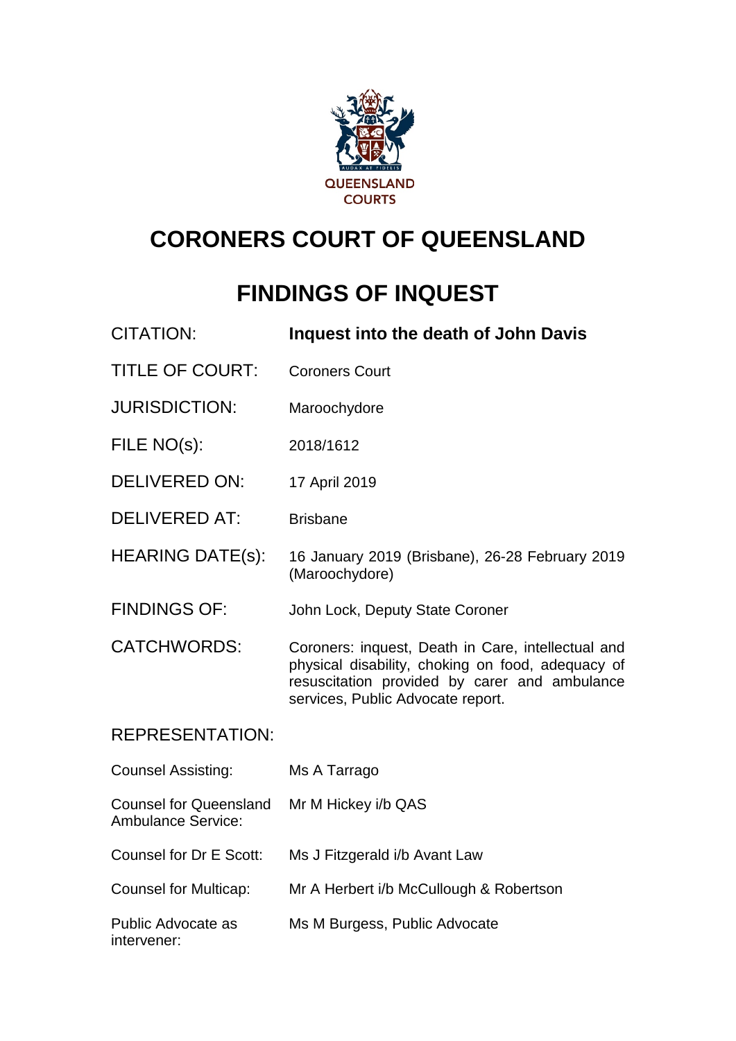QUEENSLAND COURTS

# CORONERS COURT OF QUEENSLAND

# FINDINGS OF INQUEST

| | |
|---|---|
| CITATION: | **Inquest into the death of John Davis** |
| TITLE OF COURT: | Coroners Court |
| JURISDICTION: | Maroochydore |
| FILE NO(s): | 2018/1612 |
| DELIVERED ON: | 17 April 2019 |
| DELIVERED AT: | Brisbane |
| HEARING DATE(s): | 16 January 2019 (Brisbane), 26-28 February 2019 (Maroochydore) |
| FINDINGS OF: | John Lock, Deputy State Coroner |
| CATCHWORDS: | Coroners: inquest, Death in Care, intellectual and physical disability, choking on food, adequacy of resuscitation provided by carer and ambulance services, Public Advocate report. |

REPRESENTATION:

| | |
|---|---|
| Counsel Assisting: | Ms A Tarrago |
| Counsel for Queensland Ambulance Service: | Mr M Hickey i/b QAS |
| Counsel for Dr E Scott: | Ms J Fitzgerald i/b Avant Law |
| Counsel for Multicap: | Mr A Herbert i/b McCullough & Robertson |
| Public Advocate as intervener: | Ms M Burgess, Public Advocate |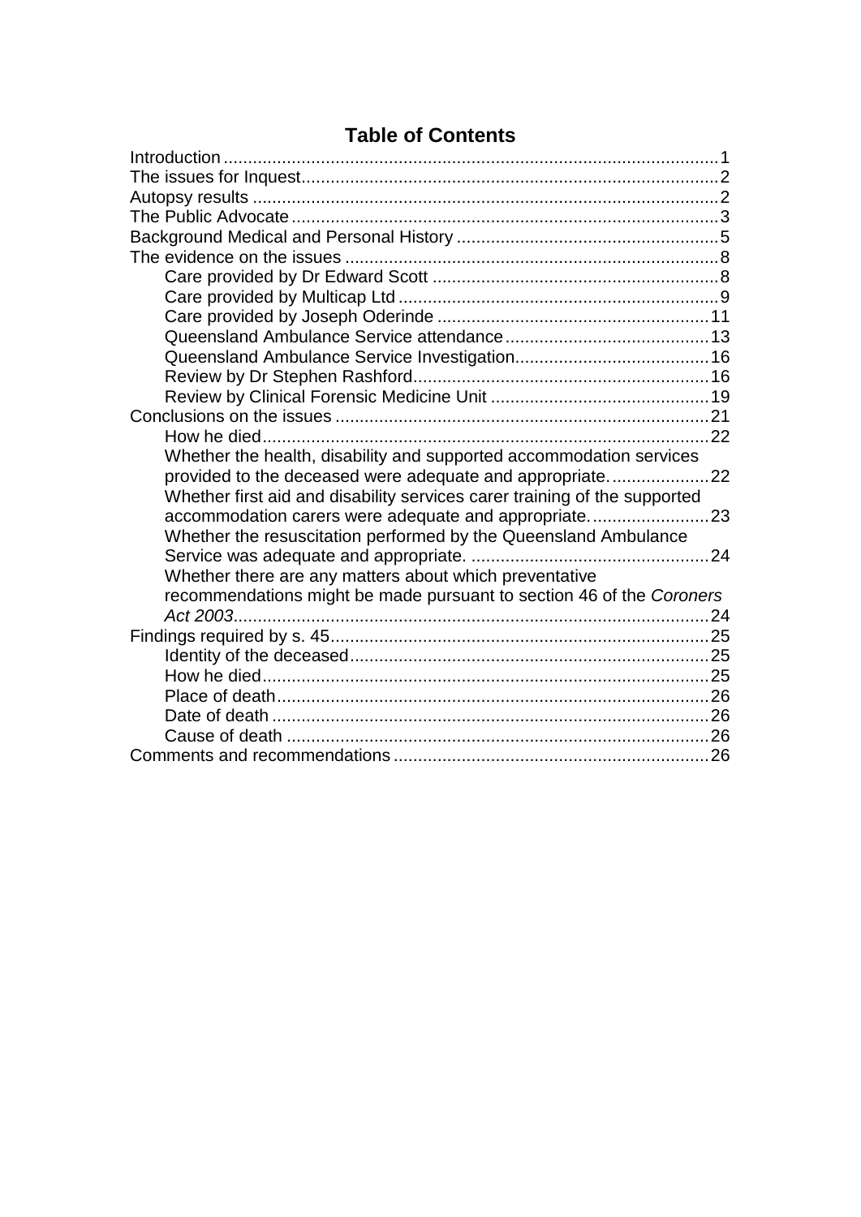# Table of Contents

Introduction ..................................................................................................1
The issues for Inquest.....................................................................................2
Autopsy results ...............................................................................................2
The Public Advocate.......................................................................................3
Background Medical and Personal History .....................................................5
The evidence on the issues ............................................................................8
  Care provided by Dr Edward Scott ..........................................................8
  Care provided by Multicap Ltd ................................................................9
  Care provided by Joseph Oderinde .......................................................11
  Queensland Ambulance Service attendance..........................................13
  Queensland Ambulance Service Investigation........................................16
  Review by Dr Stephen Rashford............................................................16
  Review by Clinical Forensic Medicine Unit ............................................19
Conclusions on the issues ............................................................................21
  How he died...........................................................................................22
  Whether the health, disability and supported accommodation services provided to the deceased were adequate and appropriate.....................22
  Whether first aid and disability services carer training of the supported accommodation carers were adequate and appropriate.........................23
  Whether the resuscitation performed by the Queensland Ambulance Service was adequate and appropriate. .................................................24
  Whether there are any matters about which preventative recommendations might be made pursuant to section 46 of the *Coroners Act 2003*..................................................................................................24
Findings required by s. 45.............................................................................25
  Identity of the deceased.........................................................................25
  How he died...........................................................................................25
  Place of death........................................................................................26
  Date of death .........................................................................................26
  Cause of death ......................................................................................26
Comments and recommendations ................................................................26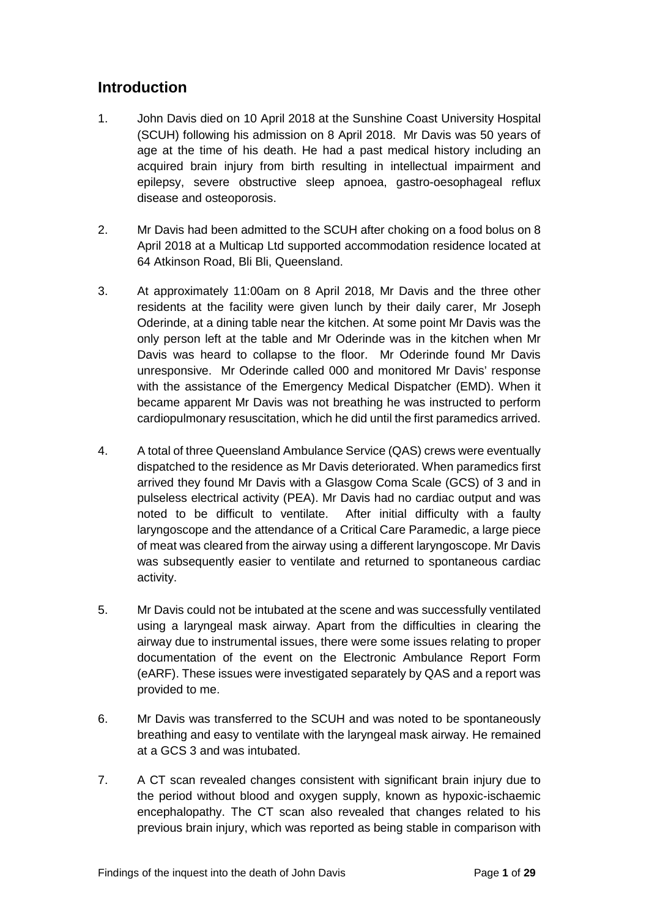## Introduction

1. John Davis died on 10 April 2018 at the Sunshine Coast University Hospital (SCUH) following his admission on 8 April 2018. Mr Davis was 50 years of age at the time of his death. He had a past medical history including an acquired brain injury from birth resulting in intellectual impairment and epilepsy, severe obstructive sleep apnoea, gastro-oesophageal reflux disease and osteoporosis.

2. Mr Davis had been admitted to the SCUH after choking on a food bolus on 8 April 2018 at a Multicap Ltd supported accommodation residence located at 64 Atkinson Road, Bli Bli, Queensland.

3. At approximately 11:00am on 8 April 2018, Mr Davis and the three other residents at the facility were given lunch by their daily carer, Mr Joseph Oderinde, at a dining table near the kitchen. At some point Mr Davis was the only person left at the table and Mr Oderinde was in the kitchen when Mr Davis was heard to collapse to the floor. Mr Oderinde found Mr Davis unresponsive. Mr Oderinde called 000 and monitored Mr Davis' response with the assistance of the Emergency Medical Dispatcher (EMD). When it became apparent Mr Davis was not breathing he was instructed to perform cardiopulmonary resuscitation, which he did until the first paramedics arrived.

4. A total of three Queensland Ambulance Service (QAS) crews were eventually dispatched to the residence as Mr Davis deteriorated. When paramedics first arrived they found Mr Davis with a Glasgow Coma Scale (GCS) of 3 and in pulseless electrical activity (PEA). Mr Davis had no cardiac output and was noted to be difficult to ventilate. After initial difficulty with a faulty laryngoscope and the attendance of a Critical Care Paramedic, a large piece of meat was cleared from the airway using a different laryngoscope. Mr Davis was subsequently easier to ventilate and returned to spontaneous cardiac activity.

5. Mr Davis could not be intubated at the scene and was successfully ventilated using a laryngeal mask airway. Apart from the difficulties in clearing the airway due to instrumental issues, there were some issues relating to proper documentation of the event on the Electronic Ambulance Report Form (eARF). These issues were investigated separately by QAS and a report was provided to me.

6. Mr Davis was transferred to the SCUH and was noted to be spontaneously breathing and easy to ventilate with the laryngeal mask airway. He remained at a GCS 3 and was intubated.

7. A CT scan revealed changes consistent with significant brain injury due to the period without blood and oxygen supply, known as hypoxic-ischaemic encephalopathy. The CT scan also revealed that changes related to his previous brain injury, which was reported as being stable in comparison with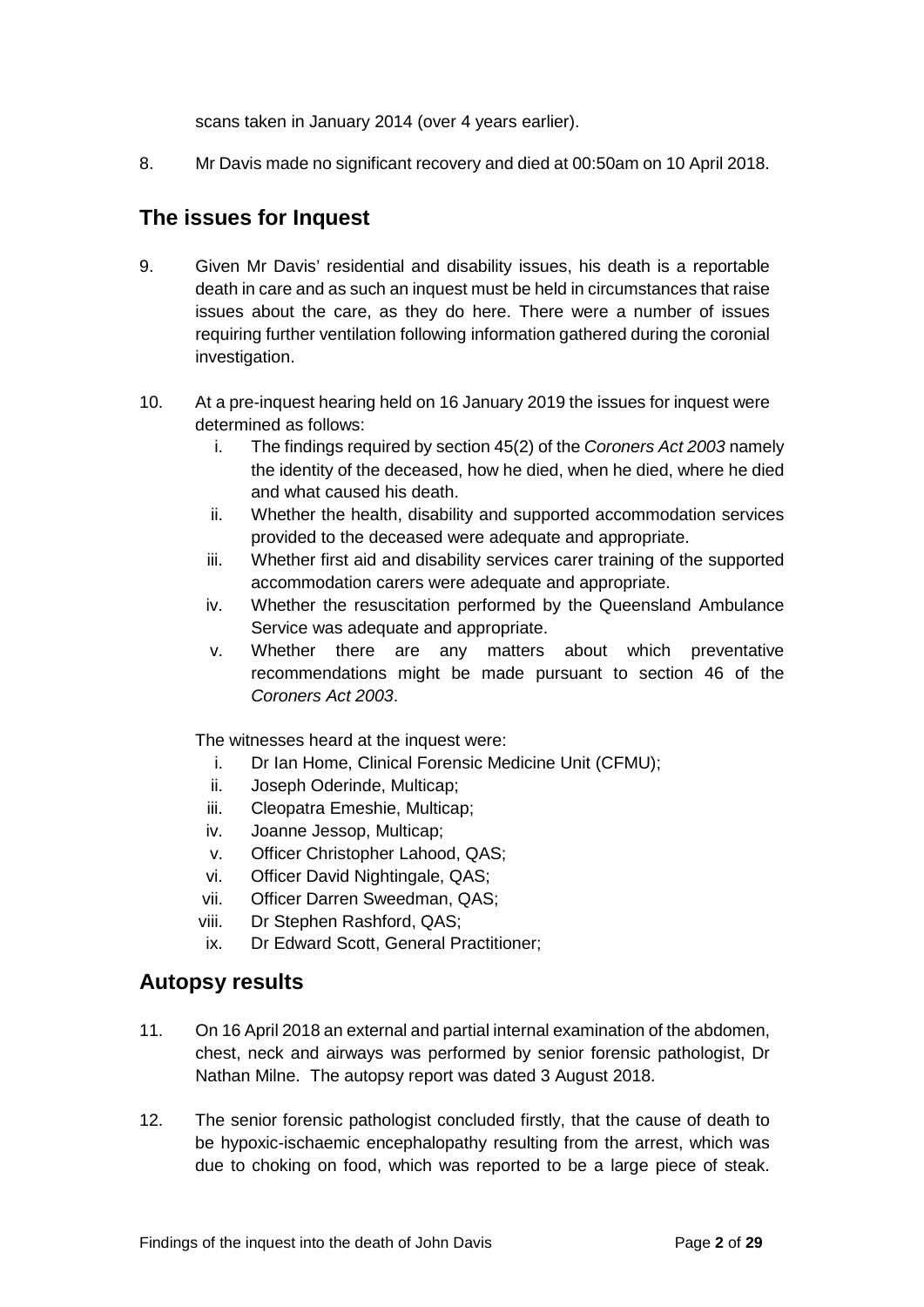scans taken in January 2014 (over 4 years earlier).

8. Mr Davis made no significant recovery and died at 00:50am on 10 April 2018.

## The issues for Inquest

9. Given Mr Davis' residential and disability issues, his death is a reportable death in care and as such an inquest must be held in circumstances that raise issues about the care, as they do here. There were a number of issues requiring further ventilation following information gathered during the coronial investigation.

10. At a pre-inquest hearing held on 16 January 2019 the issues for inquest were determined as follows:
    i. The findings required by section 45(2) of the *Coroners Act 2003* namely the identity of the deceased, how he died, when he died, where he died and what caused his death.
    ii. Whether the health, disability and supported accommodation services provided to the deceased were adequate and appropriate.
    iii. Whether first aid and disability services carer training of the supported accommodation carers were adequate and appropriate.
    iv. Whether the resuscitation performed by the Queensland Ambulance Service was adequate and appropriate.
    v. Whether there are any matters about which preventative recommendations might be made pursuant to section 46 of the *Coroners Act 2003*.

    The witnesses heard at the inquest were:
    i. Dr Ian Home, Clinical Forensic Medicine Unit (CFMU);
    ii. Joseph Oderinde, Multicap;
    iii. Cleopatra Emeshie, Multicap;
    iv. Joanne Jessop, Multicap;
    v. Officer Christopher Lahood, QAS;
    vi. Officer David Nightingale, QAS;
    vii. Officer Darren Sweedman, QAS;
    viii. Dr Stephen Rashford, QAS;
    ix. Dr Edward Scott, General Practitioner;

## Autopsy results

11. On 16 April 2018 an external and partial internal examination of the abdomen, chest, neck and airways was performed by senior forensic pathologist, Dr Nathan Milne. The autopsy report was dated 3 August 2018.

12. The senior forensic pathologist concluded firstly, that the cause of death to be hypoxic-ischaemic encephalopathy resulting from the arrest, which was due to choking on food, which was reported to be a large piece of steak.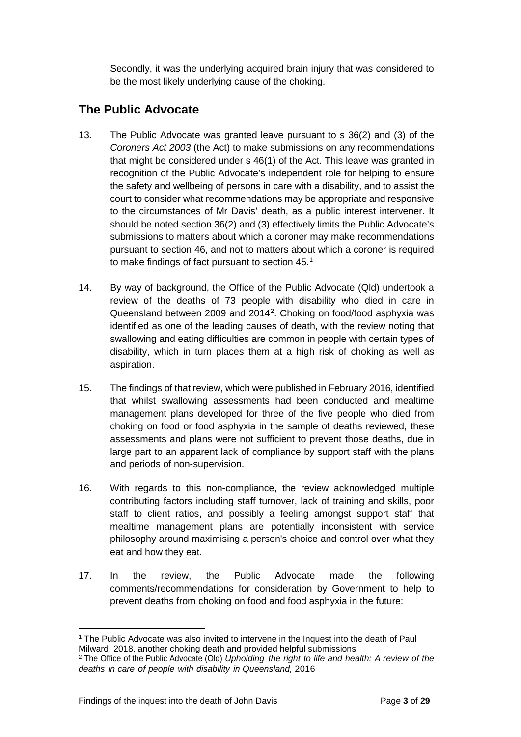Secondly, it was the underlying acquired brain injury that was considered to be the most likely underlying cause of the choking.

## The Public Advocate

13. The Public Advocate was granted leave pursuant to s 36(2) and (3) of the *Coroners Act 2003* (the Act) to make submissions on any recommendations that might be considered under s 46(1) of the Act. This leave was granted in recognition of the Public Advocate's independent role for helping to ensure the safety and wellbeing of persons in care with a disability, and to assist the court to consider what recommendations may be appropriate and responsive to the circumstances of Mr Davis' death, as a public interest intervener. It should be noted section 36(2) and (3) effectively limits the Public Advocate's submissions to matters about which a coroner may make recommendations pursuant to section 46, and not to matters about which a coroner is required to make findings of fact pursuant to section 45.[1]

14. By way of background, the Office of the Public Advocate (Qld) undertook a review of the deaths of 73 people with disability who died in care in Queensland between 2009 and 2014[2]. Choking on food/food asphyxia was identified as one of the leading causes of death, with the review noting that swallowing and eating difficulties are common in people with certain types of disability, which in turn places them at a high risk of choking as well as aspiration.

15. The findings of that review, which were published in February 2016, identified that whilst swallowing assessments had been conducted and mealtime management plans developed for three of the five people who died from choking on food or food asphyxia in the sample of deaths reviewed, these assessments and plans were not sufficient to prevent those deaths, due in large part to an apparent lack of compliance by support staff with the plans and periods of non-supervision.

16. With regards to this non-compliance, the review acknowledged multiple contributing factors including staff turnover, lack of training and skills, poor staff to client ratios, and possibly a feeling amongst support staff that mealtime management plans are potentially inconsistent with service philosophy around maximising a person's choice and control over what they eat and how they eat.

17. In the review, the Public Advocate made the following comments/recommendations for consideration by Government to help to prevent deaths from choking on food and food asphyxia in the future:

---

[1] The Public Advocate was also invited to intervene in the Inquest into the death of Paul Milward, 2018, another choking death and provided helpful submissions

[2] The Office of the Public Advocate (Qld) *Upholding the right to life and health: A review of the deaths in care of people with disability in Queensland,* 2016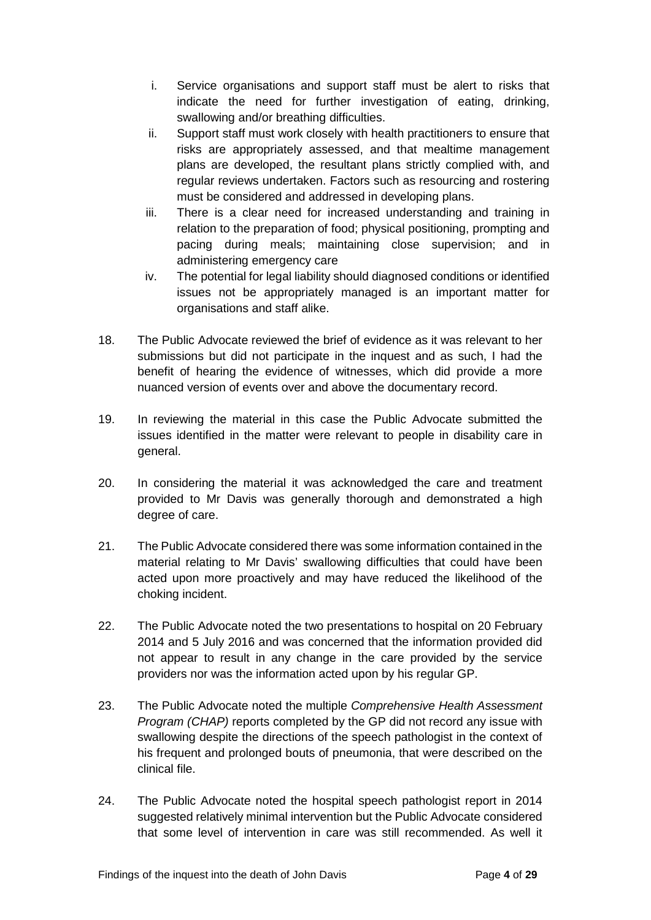i. Service organisations and support staff must be alert to risks that indicate the need for further investigation of eating, drinking, swallowing and/or breathing difficulties.

ii. Support staff must work closely with health practitioners to ensure that risks are appropriately assessed, and that mealtime management plans are developed, the resultant plans strictly complied with, and regular reviews undertaken. Factors such as resourcing and rostering must be considered and addressed in developing plans.

iii. There is a clear need for increased understanding and training in relation to the preparation of food; physical positioning, prompting and pacing during meals; maintaining close supervision; and in administering emergency care

iv. The potential for legal liability should diagnosed conditions or identified issues not be appropriately managed is an important matter for organisations and staff alike.

18. The Public Advocate reviewed the brief of evidence as it was relevant to her submissions but did not participate in the inquest and as such, I had the benefit of hearing the evidence of witnesses, which did provide a more nuanced version of events over and above the documentary record.

19. In reviewing the material in this case the Public Advocate submitted the issues identified in the matter were relevant to people in disability care in general.

20. In considering the material it was acknowledged the care and treatment provided to Mr Davis was generally thorough and demonstrated a high degree of care.

21. The Public Advocate considered there was some information contained in the material relating to Mr Davis' swallowing difficulties that could have been acted upon more proactively and may have reduced the likelihood of the choking incident.

22. The Public Advocate noted the two presentations to hospital on 20 February 2014 and 5 July 2016 and was concerned that the information provided did not appear to result in any change in the care provided by the service providers nor was the information acted upon by his regular GP.

23. The Public Advocate noted the multiple *Comprehensive Health Assessment Program (CHAP)* reports completed by the GP did not record any issue with swallowing despite the directions of the speech pathologist in the context of his frequent and prolonged bouts of pneumonia, that were described on the clinical file.

24. The Public Advocate noted the hospital speech pathologist report in 2014 suggested relatively minimal intervention but the Public Advocate considered that some level of intervention in care was still recommended. As well it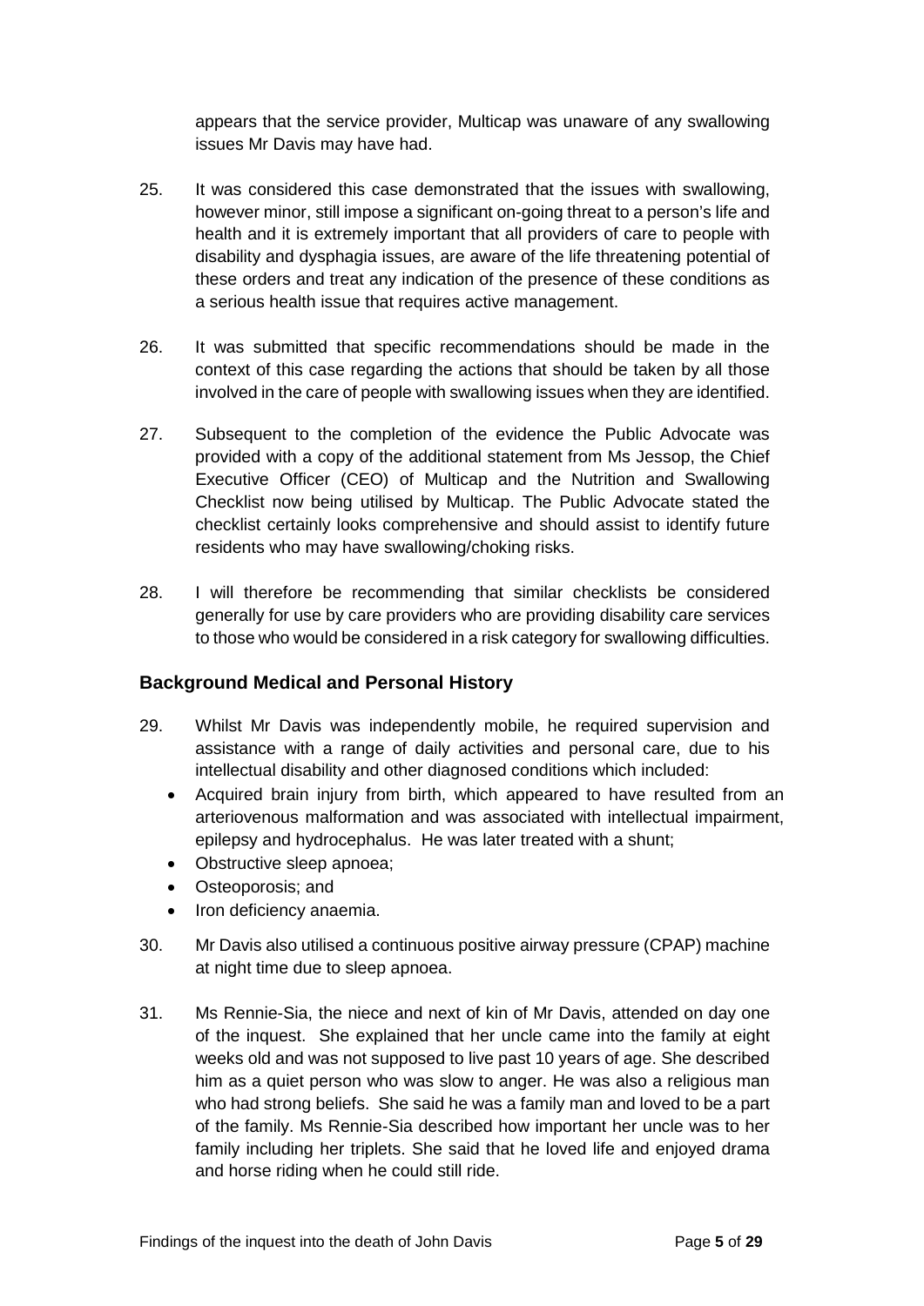appears that the service provider, Multicap was unaware of any swallowing issues Mr Davis may have had.

25. It was considered this case demonstrated that the issues with swallowing, however minor, still impose a significant on-going threat to a person's life and health and it is extremely important that all providers of care to people with disability and dysphagia issues, are aware of the life threatening potential of these orders and treat any indication of the presence of these conditions as a serious health issue that requires active management.

26. It was submitted that specific recommendations should be made in the context of this case regarding the actions that should be taken by all those involved in the care of people with swallowing issues when they are identified.

27. Subsequent to the completion of the evidence the Public Advocate was provided with a copy of the additional statement from Ms Jessop, the Chief Executive Officer (CEO) of Multicap and the Nutrition and Swallowing Checklist now being utilised by Multicap. The Public Advocate stated the checklist certainly looks comprehensive and should assist to identify future residents who may have swallowing/choking risks.

28. I will therefore be recommending that similar checklists be considered generally for use by care providers who are providing disability care services to those who would be considered in a risk category for swallowing difficulties.

### Background Medical and Personal History

29. Whilst Mr Davis was independently mobile, he required supervision and assistance with a range of daily activities and personal care, due to his intellectual disability and other diagnosed conditions which included:
    - Acquired brain injury from birth, which appeared to have resulted from an arteriovenous malformation and was associated with intellectual impairment, epilepsy and hydrocephalus. He was later treated with a shunt;
    - Obstructive sleep apnoea;
    - Osteoporosis; and
    - Iron deficiency anaemia.

30. Mr Davis also utilised a continuous positive airway pressure (CPAP) machine at night time due to sleep apnoea.

31. Ms Rennie-Sia, the niece and next of kin of Mr Davis, attended on day one of the inquest. She explained that her uncle came into the family at eight weeks old and was not supposed to live past 10 years of age. She described him as a quiet person who was slow to anger. He was also a religious man who had strong beliefs. She said he was a family man and loved to be a part of the family. Ms Rennie-Sia described how important her uncle was to her family including her triplets. She said that he loved life and enjoyed drama and horse riding when he could still ride.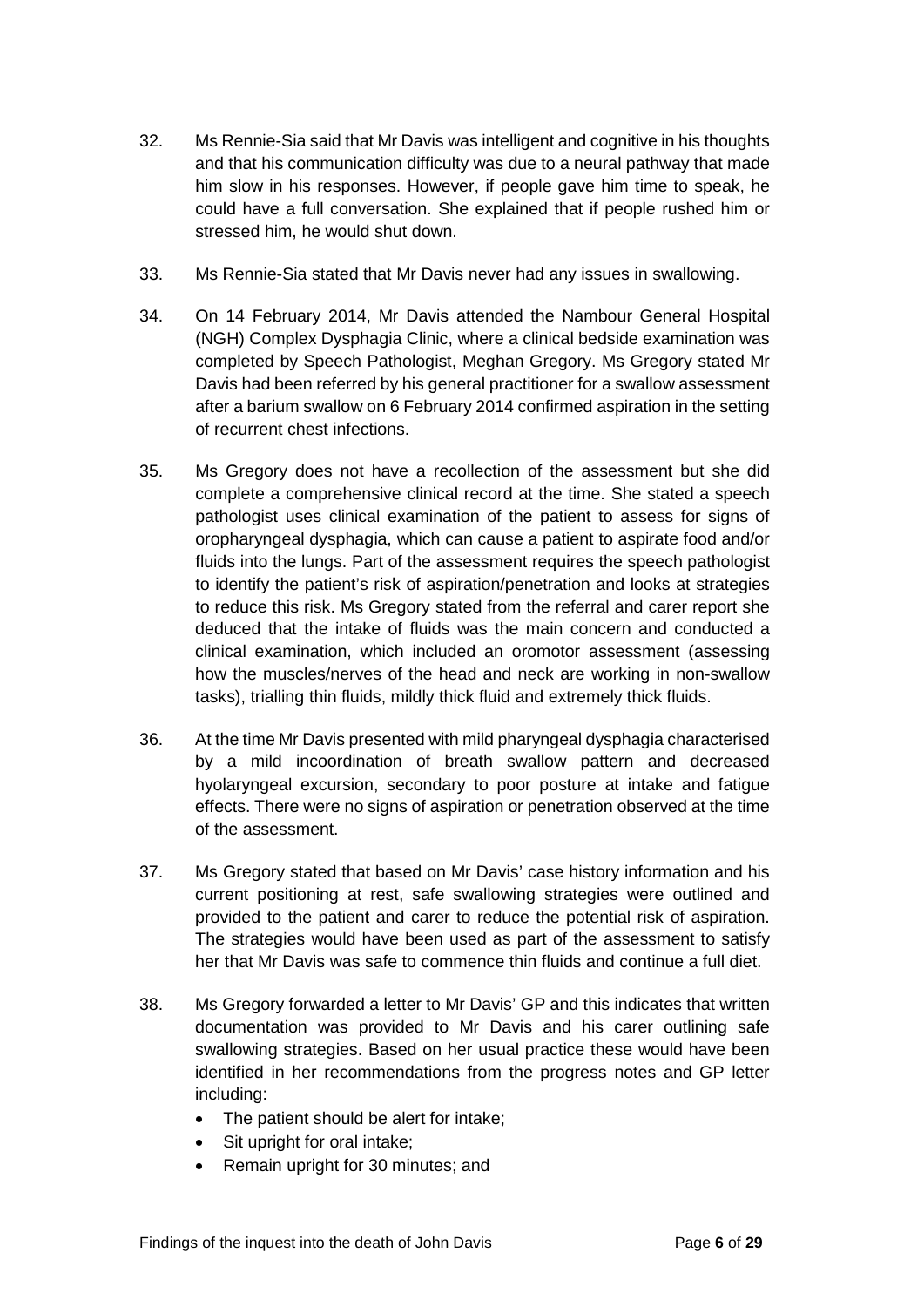32. Ms Rennie-Sia said that Mr Davis was intelligent and cognitive in his thoughts and that his communication difficulty was due to a neural pathway that made him slow in his responses. However, if people gave him time to speak, he could have a full conversation. She explained that if people rushed him or stressed him, he would shut down.

33. Ms Rennie-Sia stated that Mr Davis never had any issues in swallowing.

34. On 14 February 2014, Mr Davis attended the Nambour General Hospital (NGH) Complex Dysphagia Clinic, where a clinical bedside examination was completed by Speech Pathologist, Meghan Gregory. Ms Gregory stated Mr Davis had been referred by his general practitioner for a swallow assessment after a barium swallow on 6 February 2014 confirmed aspiration in the setting of recurrent chest infections.

35. Ms Gregory does not have a recollection of the assessment but she did complete a comprehensive clinical record at the time. She stated a speech pathologist uses clinical examination of the patient to assess for signs of oropharyngeal dysphagia, which can cause a patient to aspirate food and/or fluids into the lungs. Part of the assessment requires the speech pathologist to identify the patient's risk of aspiration/penetration and looks at strategies to reduce this risk. Ms Gregory stated from the referral and carer report she deduced that the intake of fluids was the main concern and conducted a clinical examination, which included an oromotor assessment (assessing how the muscles/nerves of the head and neck are working in non-swallow tasks), trialling thin fluids, mildly thick fluid and extremely thick fluids.

36. At the time Mr Davis presented with mild pharyngeal dysphagia characterised by a mild incoordination of breath swallow pattern and decreased hyolaryngeal excursion, secondary to poor posture at intake and fatigue effects. There were no signs of aspiration or penetration observed at the time of the assessment.

37. Ms Gregory stated that based on Mr Davis' case history information and his current positioning at rest, safe swallowing strategies were outlined and provided to the patient and carer to reduce the potential risk of aspiration. The strategies would have been used as part of the assessment to satisfy her that Mr Davis was safe to commence thin fluids and continue a full diet.

38. Ms Gregory forwarded a letter to Mr Davis' GP and this indicates that written documentation was provided to Mr Davis and his carer outlining safe swallowing strategies. Based on her usual practice these would have been identified in her recommendations from the progress notes and GP letter including:
    - The patient should be alert for intake;
    - Sit upright for oral intake;
    - Remain upright for 30 minutes; and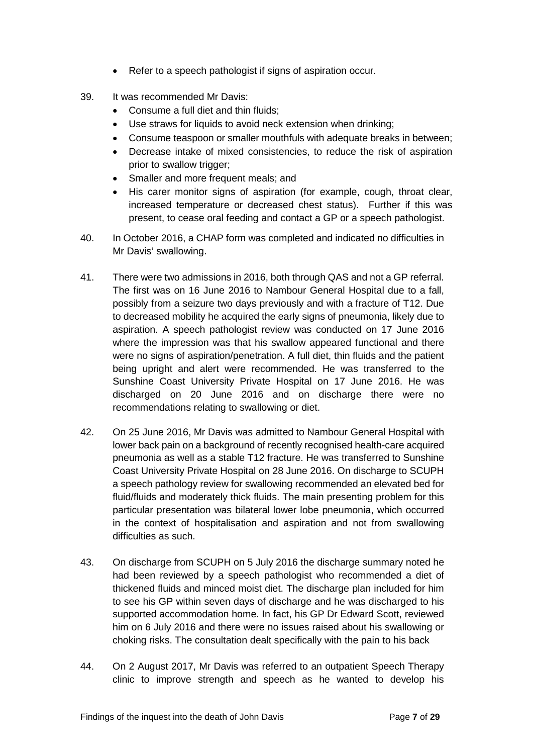- Refer to a speech pathologist if signs of aspiration occur.

39. It was recommended Mr Davis:
    - Consume a full diet and thin fluids;
    - Use straws for liquids to avoid neck extension when drinking;
    - Consume teaspoon or smaller mouthfuls with adequate breaks in between;
    - Decrease intake of mixed consistencies, to reduce the risk of aspiration prior to swallow trigger;
    - Smaller and more frequent meals; and
    - His carer monitor signs of aspiration (for example, cough, throat clear, increased temperature or decreased chest status). Further if this was present, to cease oral feeding and contact a GP or a speech pathologist.

40. In October 2016, a CHAP form was completed and indicated no difficulties in Mr Davis' swallowing.

41. There were two admissions in 2016, both through QAS and not a GP referral. The first was on 16 June 2016 to Nambour General Hospital due to a fall, possibly from a seizure two days previously and with a fracture of T12. Due to decreased mobility he acquired the early signs of pneumonia, likely due to aspiration. A speech pathologist review was conducted on 17 June 2016 where the impression was that his swallow appeared functional and there were no signs of aspiration/penetration. A full diet, thin fluids and the patient being upright and alert were recommended. He was transferred to the Sunshine Coast University Private Hospital on 17 June 2016. He was discharged on 20 June 2016 and on discharge there were no recommendations relating to swallowing or diet.

42. On 25 June 2016, Mr Davis was admitted to Nambour General Hospital with lower back pain on a background of recently recognised health-care acquired pneumonia as well as a stable T12 fracture. He was transferred to Sunshine Coast University Private Hospital on 28 June 2016. On discharge to SCUPH a speech pathology review for swallowing recommended an elevated bed for fluid/fluids and moderately thick fluids. The main presenting problem for this particular presentation was bilateral lower lobe pneumonia, which occurred in the context of hospitalisation and aspiration and not from swallowing difficulties as such.

43. On discharge from SCUPH on 5 July 2016 the discharge summary noted he had been reviewed by a speech pathologist who recommended a diet of thickened fluids and minced moist diet. The discharge plan included for him to see his GP within seven days of discharge and he was discharged to his supported accommodation home. In fact, his GP Dr Edward Scott, reviewed him on 6 July 2016 and there were no issues raised about his swallowing or choking risks. The consultation dealt specifically with the pain to his back

44. On 2 August 2017, Mr Davis was referred to an outpatient Speech Therapy clinic to improve strength and speech as he wanted to develop his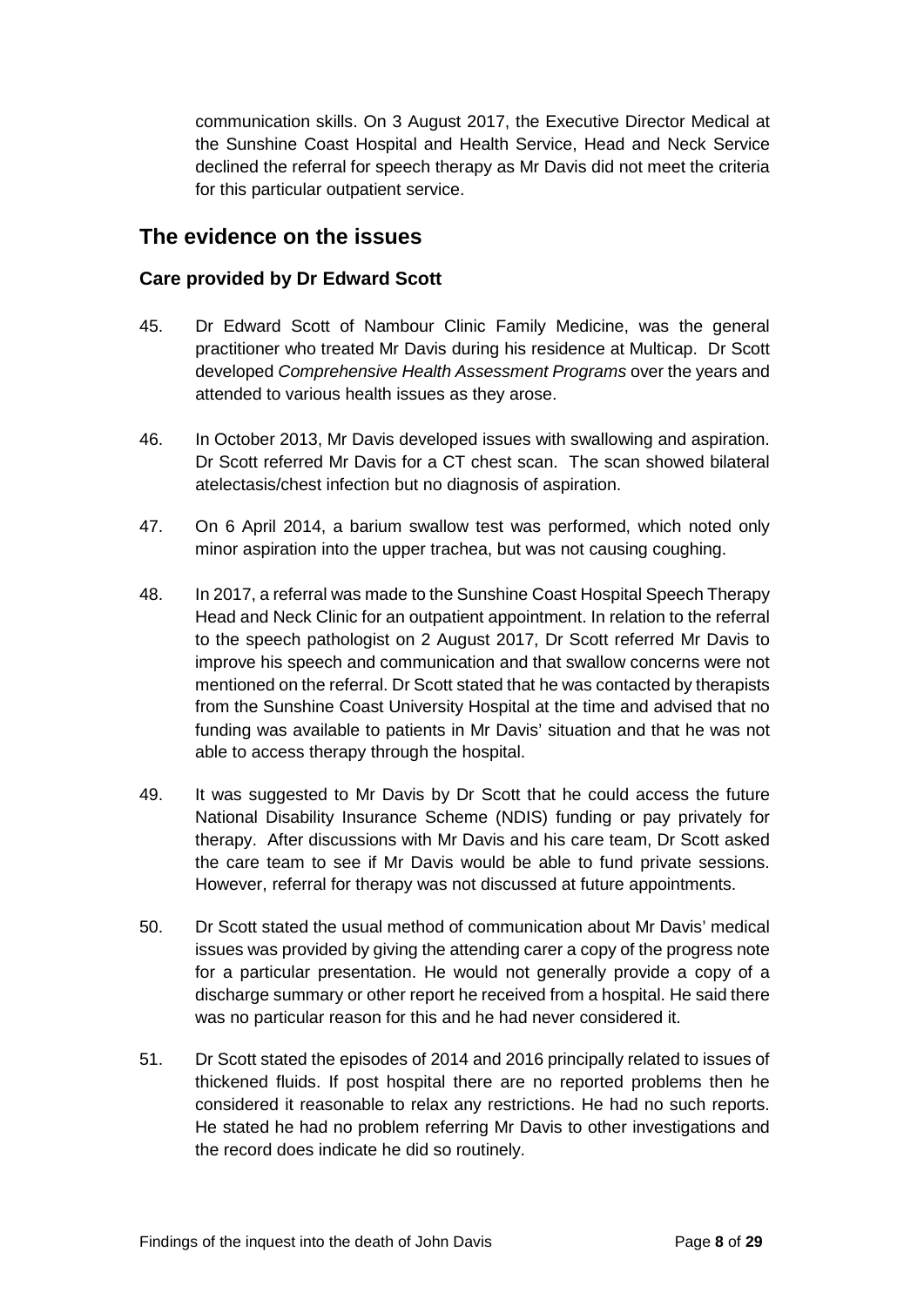communication skills. On 3 August 2017, the Executive Director Medical at the Sunshine Coast Hospital and Health Service, Head and Neck Service declined the referral for speech therapy as Mr Davis did not meet the criteria for this particular outpatient service.

## The evidence on the issues

### Care provided by Dr Edward Scott

45. Dr Edward Scott of Nambour Clinic Family Medicine, was the general practitioner who treated Mr Davis during his residence at Multicap. Dr Scott developed *Comprehensive Health Assessment Programs* over the years and attended to various health issues as they arose.

46. In October 2013, Mr Davis developed issues with swallowing and aspiration. Dr Scott referred Mr Davis for a CT chest scan. The scan showed bilateral atelectasis/chest infection but no diagnosis of aspiration.

47. On 6 April 2014, a barium swallow test was performed, which noted only minor aspiration into the upper trachea, but was not causing coughing.

48. In 2017, a referral was made to the Sunshine Coast Hospital Speech Therapy Head and Neck Clinic for an outpatient appointment. In relation to the referral to the speech pathologist on 2 August 2017, Dr Scott referred Mr Davis to improve his speech and communication and that swallow concerns were not mentioned on the referral. Dr Scott stated that he was contacted by therapists from the Sunshine Coast University Hospital at the time and advised that no funding was available to patients in Mr Davis' situation and that he was not able to access therapy through the hospital.

49. It was suggested to Mr Davis by Dr Scott that he could access the future National Disability Insurance Scheme (NDIS) funding or pay privately for therapy. After discussions with Mr Davis and his care team, Dr Scott asked the care team to see if Mr Davis would be able to fund private sessions. However, referral for therapy was not discussed at future appointments.

50. Dr Scott stated the usual method of communication about Mr Davis' medical issues was provided by giving the attending carer a copy of the progress note for a particular presentation. He would not generally provide a copy of a discharge summary or other report he received from a hospital. He said there was no particular reason for this and he had never considered it.

51. Dr Scott stated the episodes of 2014 and 2016 principally related to issues of thickened fluids. If post hospital there are no reported problems then he considered it reasonable to relax any restrictions. He had no such reports. He stated he had no problem referring Mr Davis to other investigations and the record does indicate he did so routinely.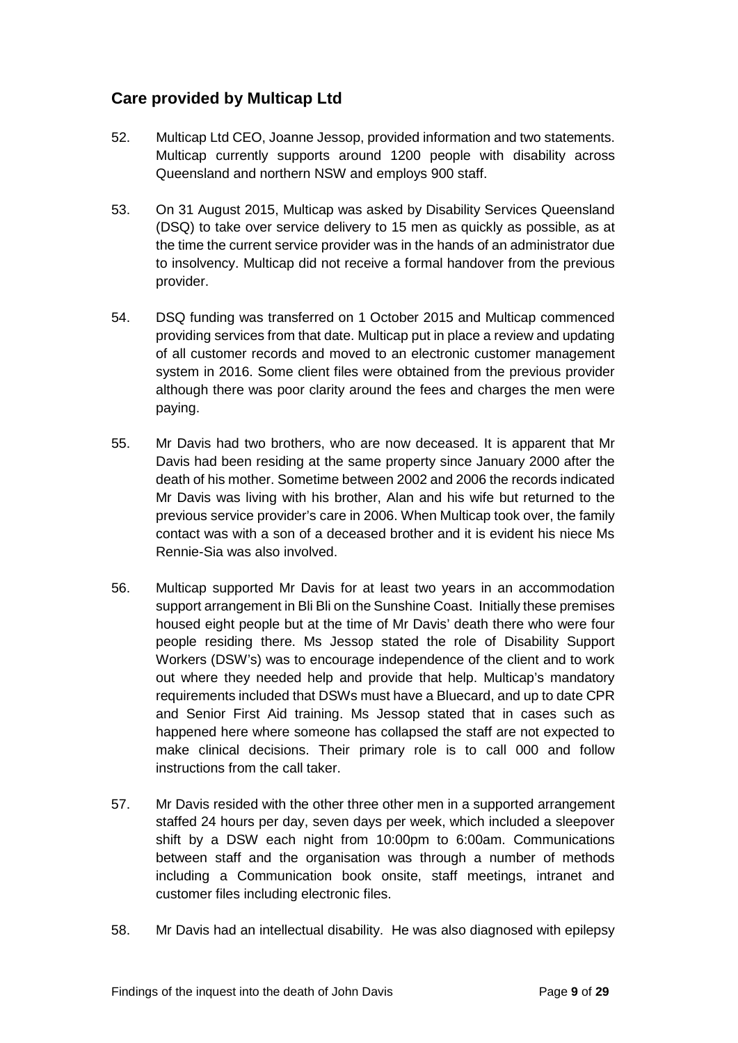## Care provided by Multicap Ltd

52. Multicap Ltd CEO, Joanne Jessop, provided information and two statements. Multicap currently supports around 1200 people with disability across Queensland and northern NSW and employs 900 staff.

53. On 31 August 2015, Multicap was asked by Disability Services Queensland (DSQ) to take over service delivery to 15 men as quickly as possible, as at the time the current service provider was in the hands of an administrator due to insolvency. Multicap did not receive a formal handover from the previous provider.

54. DSQ funding was transferred on 1 October 2015 and Multicap commenced providing services from that date. Multicap put in place a review and updating of all customer records and moved to an electronic customer management system in 2016. Some client files were obtained from the previous provider although there was poor clarity around the fees and charges the men were paying.

55. Mr Davis had two brothers, who are now deceased. It is apparent that Mr Davis had been residing at the same property since January 2000 after the death of his mother. Sometime between 2002 and 2006 the records indicated Mr Davis was living with his brother, Alan and his wife but returned to the previous service provider's care in 2006. When Multicap took over, the family contact was with a son of a deceased brother and it is evident his niece Ms Rennie-Sia was also involved.

56. Multicap supported Mr Davis for at least two years in an accommodation support arrangement in Bli Bli on the Sunshine Coast. Initially these premises housed eight people but at the time of Mr Davis' death there who were four people residing there. Ms Jessop stated the role of Disability Support Workers (DSW's) was to encourage independence of the client and to work out where they needed help and provide that help. Multicap's mandatory requirements included that DSWs must have a Bluecard, and up to date CPR and Senior First Aid training. Ms Jessop stated that in cases such as happened here where someone has collapsed the staff are not expected to make clinical decisions. Their primary role is to call 000 and follow instructions from the call taker.

57. Mr Davis resided with the other three other men in a supported arrangement staffed 24 hours per day, seven days per week, which included a sleepover shift by a DSW each night from 10:00pm to 6:00am. Communications between staff and the organisation was through a number of methods including a Communication book onsite, staff meetings, intranet and customer files including electronic files.

58. Mr Davis had an intellectual disability. He was also diagnosed with epilepsy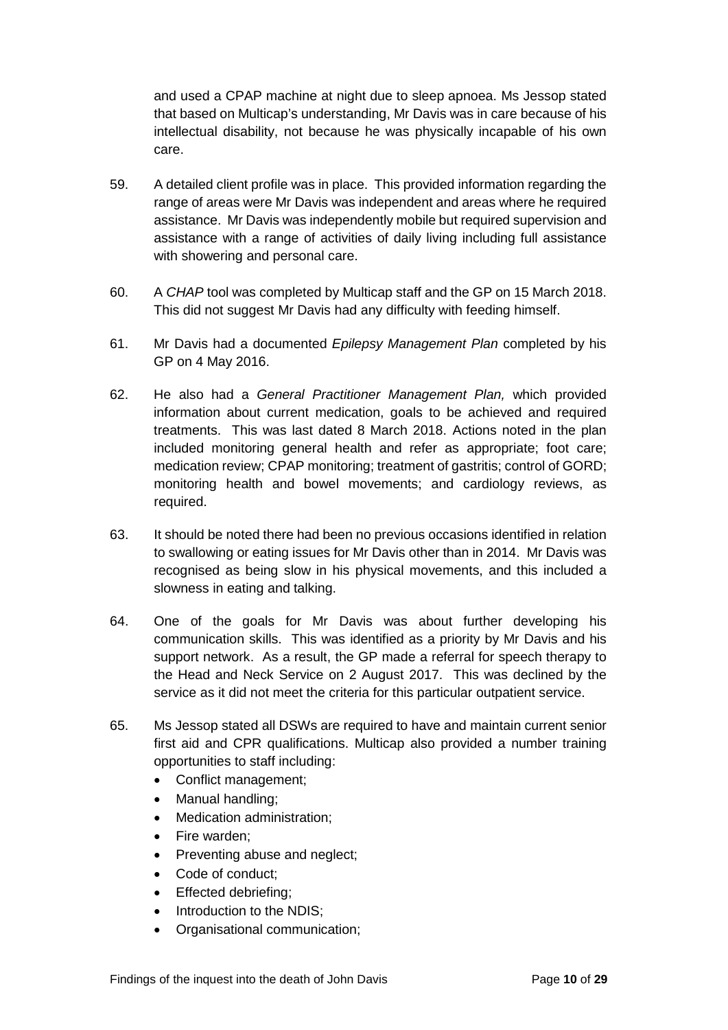and used a CPAP machine at night due to sleep apnoea. Ms Jessop stated that based on Multicap's understanding, Mr Davis was in care because of his intellectual disability, not because he was physically incapable of his own care.

59. A detailed client profile was in place. This provided information regarding the range of areas were Mr Davis was independent and areas where he required assistance. Mr Davis was independently mobile but required supervision and assistance with a range of activities of daily living including full assistance with showering and personal care.

60. A *CHAP* tool was completed by Multicap staff and the GP on 15 March 2018. This did not suggest Mr Davis had any difficulty with feeding himself.

61. Mr Davis had a documented *Epilepsy Management Plan* completed by his GP on 4 May 2016.

62. He also had a *General Practitioner Management Plan,* which provided information about current medication, goals to be achieved and required treatments. This was last dated 8 March 2018. Actions noted in the plan included monitoring general health and refer as appropriate; foot care; medication review; CPAP monitoring; treatment of gastritis; control of GORD; monitoring health and bowel movements; and cardiology reviews, as required.

63. It should be noted there had been no previous occasions identified in relation to swallowing or eating issues for Mr Davis other than in 2014. Mr Davis was recognised as being slow in his physical movements, and this included a slowness in eating and talking.

64. One of the goals for Mr Davis was about further developing his communication skills. This was identified as a priority by Mr Davis and his support network. As a result, the GP made a referral for speech therapy to the Head and Neck Service on 2 August 2017. This was declined by the service as it did not meet the criteria for this particular outpatient service.

65. Ms Jessop stated all DSWs are required to have and maintain current senior first aid and CPR qualifications. Multicap also provided a number training opportunities to staff including:
    - Conflict management;
    - Manual handling;
    - Medication administration;
    - Fire warden;
    - Preventing abuse and neglect;
    - Code of conduct;
    - Effected debriefing;
    - Introduction to the NDIS;
    - Organisational communication;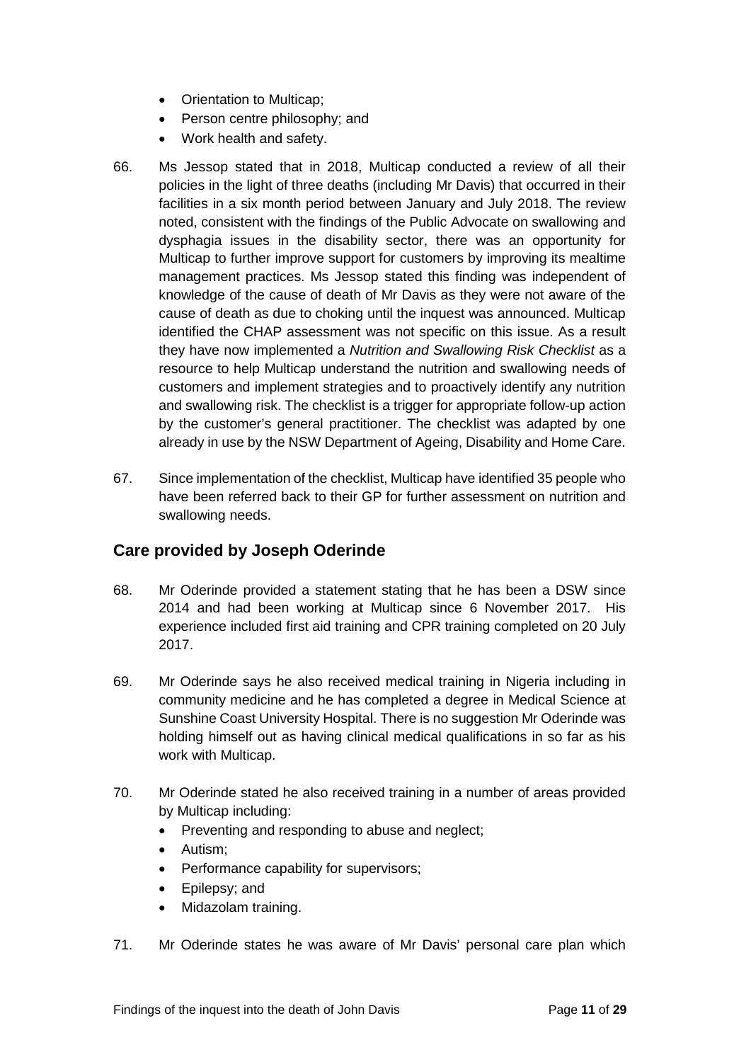- Orientation to Multicap;
- Person centre philosophy; and
- Work health and safety.

66. Ms Jessop stated that in 2018, Multicap conducted a review of all their policies in the light of three deaths (including Mr Davis) that occurred in their facilities in a six month period between January and July 2018. The review noted, consistent with the findings of the Public Advocate on swallowing and dysphagia issues in the disability sector, there was an opportunity for Multicap to further improve support for customers by improving its mealtime management practices. Ms Jessop stated this finding was independent of knowledge of the cause of death of Mr Davis as they were not aware of the cause of death as due to choking until the inquest was announced. Multicap identified the CHAP assessment was not specific on this issue. As a result they have now implemented a *Nutrition and Swallowing Risk Checklist* as a resource to help Multicap understand the nutrition and swallowing needs of customers and implement strategies and to proactively identify any nutrition and swallowing risk. The checklist is a trigger for appropriate follow-up action by the customer's general practitioner. The checklist was adapted by one already in use by the NSW Department of Ageing, Disability and Home Care.

67. Since implementation of the checklist, Multicap have identified 35 people who have been referred back to their GP for further assessment on nutrition and swallowing needs.

## Care provided by Joseph Oderinde

68. Mr Oderinde provided a statement stating that he has been a DSW since 2014 and had been working at Multicap since 6 November 2017. His experience included first aid training and CPR training completed on 20 July 2017.

69. Mr Oderinde says he also received medical training in Nigeria including in community medicine and he has completed a degree in Medical Science at Sunshine Coast University Hospital. There is no suggestion Mr Oderinde was holding himself out as having clinical medical qualifications in so far as his work with Multicap.

70. Mr Oderinde stated he also received training in a number of areas provided by Multicap including:
    - Preventing and responding to abuse and neglect;
    - Autism;
    - Performance capability for supervisors;
    - Epilepsy; and
    - Midazolam training.

71. Mr Oderinde states he was aware of Mr Davis' personal care plan which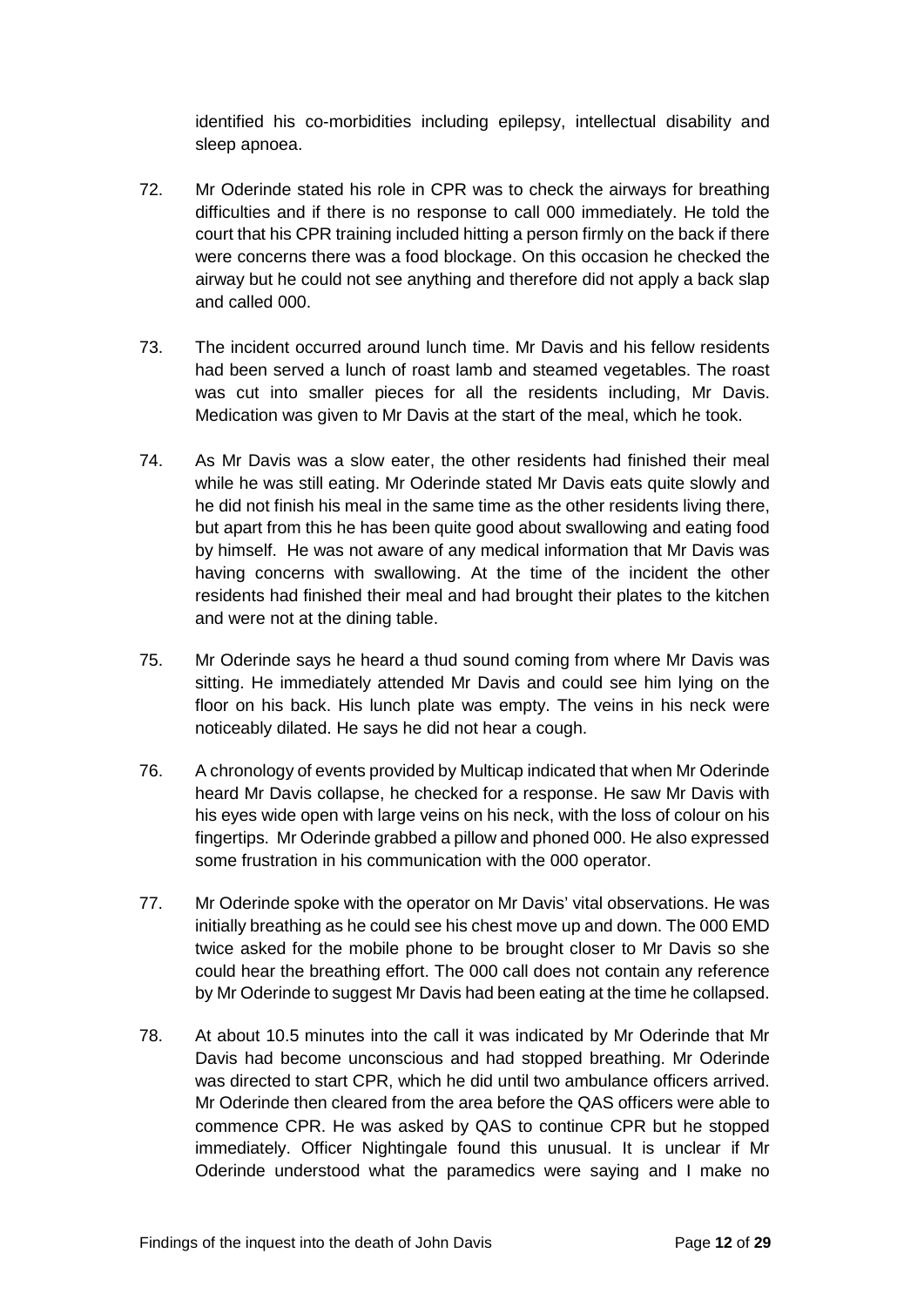identified his co-morbidities including epilepsy, intellectual disability and sleep apnoea.

72. Mr Oderinde stated his role in CPR was to check the airways for breathing difficulties and if there is no response to call 000 immediately. He told the court that his CPR training included hitting a person firmly on the back if there were concerns there was a food blockage. On this occasion he checked the airway but he could not see anything and therefore did not apply a back slap and called 000.

73. The incident occurred around lunch time. Mr Davis and his fellow residents had been served a lunch of roast lamb and steamed vegetables. The roast was cut into smaller pieces for all the residents including, Mr Davis. Medication was given to Mr Davis at the start of the meal, which he took.

74. As Mr Davis was a slow eater, the other residents had finished their meal while he was still eating. Mr Oderinde stated Mr Davis eats quite slowly and he did not finish his meal in the same time as the other residents living there, but apart from this he has been quite good about swallowing and eating food by himself. He was not aware of any medical information that Mr Davis was having concerns with swallowing. At the time of the incident the other residents had finished their meal and had brought their plates to the kitchen and were not at the dining table.

75. Mr Oderinde says he heard a thud sound coming from where Mr Davis was sitting. He immediately attended Mr Davis and could see him lying on the floor on his back. His lunch plate was empty. The veins in his neck were noticeably dilated. He says he did not hear a cough.

76. A chronology of events provided by Multicap indicated that when Mr Oderinde heard Mr Davis collapse, he checked for a response. He saw Mr Davis with his eyes wide open with large veins on his neck, with the loss of colour on his fingertips. Mr Oderinde grabbed a pillow and phoned 000. He also expressed some frustration in his communication with the 000 operator.

77. Mr Oderinde spoke with the operator on Mr Davis' vital observations. He was initially breathing as he could see his chest move up and down. The 000 EMD twice asked for the mobile phone to be brought closer to Mr Davis so she could hear the breathing effort. The 000 call does not contain any reference by Mr Oderinde to suggest Mr Davis had been eating at the time he collapsed.

78. At about 10.5 minutes into the call it was indicated by Mr Oderinde that Mr Davis had become unconscious and had stopped breathing. Mr Oderinde was directed to start CPR, which he did until two ambulance officers arrived. Mr Oderinde then cleared from the area before the QAS officers were able to commence CPR. He was asked by QAS to continue CPR but he stopped immediately. Officer Nightingale found this unusual. It is unclear if Mr Oderinde understood what the paramedics were saying and I make no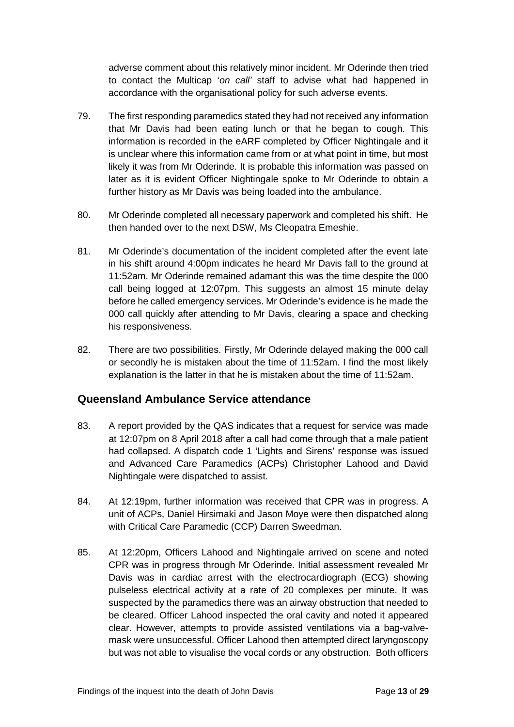adverse comment about this relatively minor incident. Mr Oderinde then tried to contact the Multicap '*on call'* staff to advise what had happened in accordance with the organisational policy for such adverse events.

79. The first responding paramedics stated they had not received any information that Mr Davis had been eating lunch or that he began to cough. This information is recorded in the eARF completed by Officer Nightingale and it is unclear where this information came from or at what point in time, but most likely it was from Mr Oderinde. It is probable this information was passed on later as it is evident Officer Nightingale spoke to Mr Oderinde to obtain a further history as Mr Davis was being loaded into the ambulance.

80. Mr Oderinde completed all necessary paperwork and completed his shift. He then handed over to the next DSW, Ms Cleopatra Emeshie.

81. Mr Oderinde's documentation of the incident completed after the event late in his shift around 4:00pm indicates he heard Mr Davis fall to the ground at 11:52am. Mr Oderinde remained adamant this was the time despite the 000 call being logged at 12:07pm. This suggests an almost 15 minute delay before he called emergency services. Mr Oderinde's evidence is he made the 000 call quickly after attending to Mr Davis, clearing a space and checking his responsiveness.

82. There are two possibilities. Firstly, Mr Oderinde delayed making the 000 call or secondly he is mistaken about the time of 11:52am. I find the most likely explanation is the latter in that he is mistaken about the time of 11:52am.

## Queensland Ambulance Service attendance

83. A report provided by the QAS indicates that a request for service was made at 12:07pm on 8 April 2018 after a call had come through that a male patient had collapsed. A dispatch code 1 'Lights and Sirens' response was issued and Advanced Care Paramedics (ACPs) Christopher Lahood and David Nightingale were dispatched to assist.

84. At 12:19pm, further information was received that CPR was in progress. A unit of ACPs, Daniel Hirsimaki and Jason Moye were then dispatched along with Critical Care Paramedic (CCP) Darren Sweedman.

85. At 12:20pm, Officers Lahood and Nightingale arrived on scene and noted CPR was in progress through Mr Oderinde. Initial assessment revealed Mr Davis was in cardiac arrest with the electrocardiograph (ECG) showing pulseless electrical activity at a rate of 20 complexes per minute. It was suspected by the paramedics there was an airway obstruction that needed to be cleared. Officer Lahood inspected the oral cavity and noted it appeared clear. However, attempts to provide assisted ventilations via a bag-valve-mask were unsuccessful. Officer Lahood then attempted direct laryngoscopy but was not able to visualise the vocal cords or any obstruction. Both officers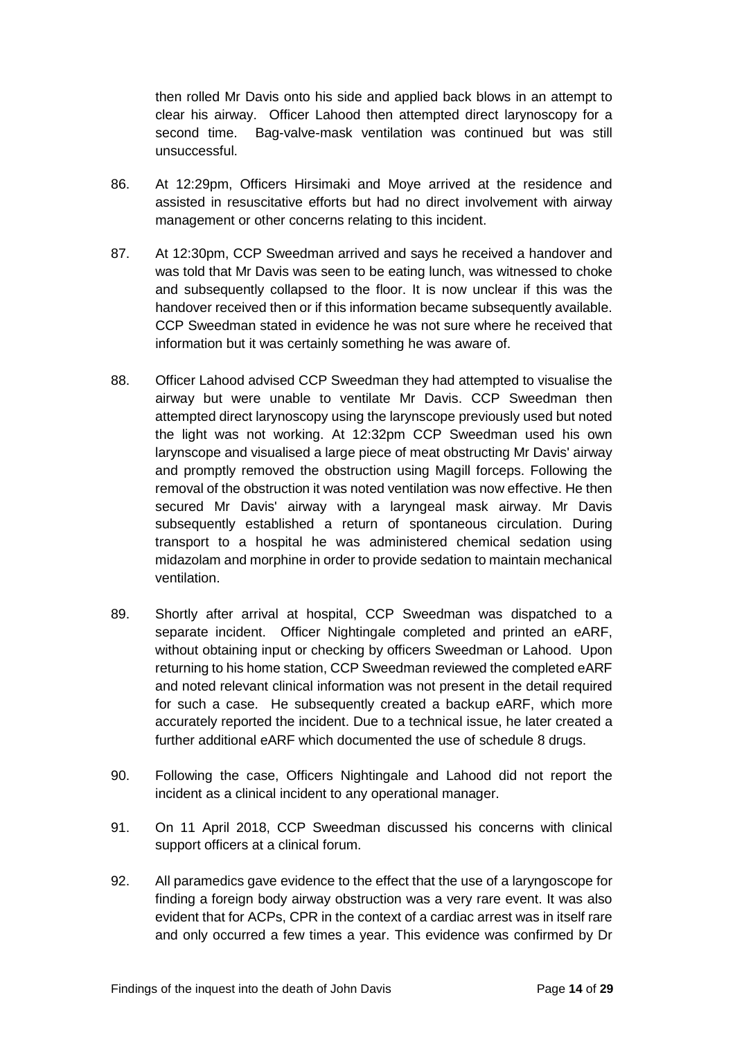then rolled Mr Davis onto his side and applied back blows in an attempt to clear his airway. Officer Lahood then attempted direct larynoscopy for a second time. Bag-valve-mask ventilation was continued but was still unsuccessful.

86. At 12:29pm, Officers Hirsimaki and Moye arrived at the residence and assisted in resuscitative efforts but had no direct involvement with airway management or other concerns relating to this incident.

87. At 12:30pm, CCP Sweedman arrived and says he received a handover and was told that Mr Davis was seen to be eating lunch, was witnessed to choke and subsequently collapsed to the floor. It is now unclear if this was the handover received then or if this information became subsequently available. CCP Sweedman stated in evidence he was not sure where he received that information but it was certainly something he was aware of.

88. Officer Lahood advised CCP Sweedman they had attempted to visualise the airway but were unable to ventilate Mr Davis. CCP Sweedman then attempted direct larynoscopy using the larynscope previously used but noted the light was not working. At 12:32pm CCP Sweedman used his own larynscope and visualised a large piece of meat obstructing Mr Davis' airway and promptly removed the obstruction using Magill forceps. Following the removal of the obstruction it was noted ventilation was now effective. He then secured Mr Davis' airway with a laryngeal mask airway. Mr Davis subsequently established a return of spontaneous circulation. During transport to a hospital he was administered chemical sedation using midazolam and morphine in order to provide sedation to maintain mechanical ventilation.

89. Shortly after arrival at hospital, CCP Sweedman was dispatched to a separate incident. Officer Nightingale completed and printed an eARF, without obtaining input or checking by officers Sweedman or Lahood. Upon returning to his home station, CCP Sweedman reviewed the completed eARF and noted relevant clinical information was not present in the detail required for such a case. He subsequently created a backup eARF, which more accurately reported the incident. Due to a technical issue, he later created a further additional eARF which documented the use of schedule 8 drugs.

90. Following the case, Officers Nightingale and Lahood did not report the incident as a clinical incident to any operational manager.

91. On 11 April 2018, CCP Sweedman discussed his concerns with clinical support officers at a clinical forum.

92. All paramedics gave evidence to the effect that the use of a laryngoscope for finding a foreign body airway obstruction was a very rare event. It was also evident that for ACPs, CPR in the context of a cardiac arrest was in itself rare and only occurred a few times a year. This evidence was confirmed by Dr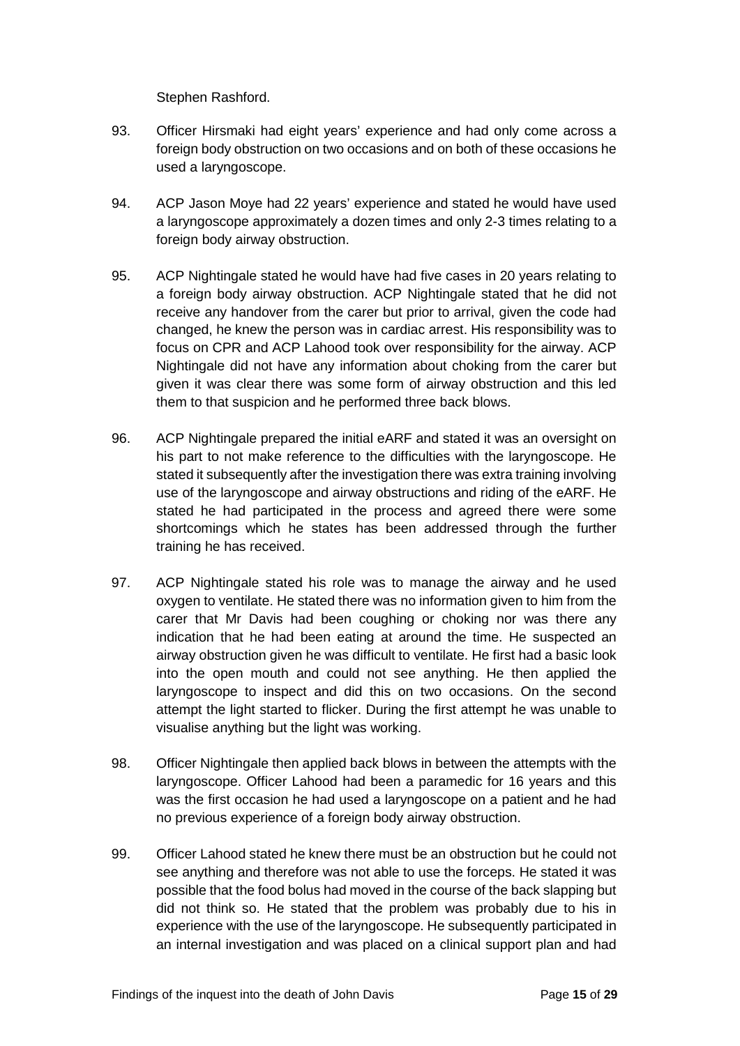Stephen Rashford.

93. Officer Hirsmaki had eight years' experience and had only come across a foreign body obstruction on two occasions and on both of these occasions he used a laryngoscope.

94. ACP Jason Moye had 22 years' experience and stated he would have used a laryngoscope approximately a dozen times and only 2-3 times relating to a foreign body airway obstruction.

95. ACP Nightingale stated he would have had five cases in 20 years relating to a foreign body airway obstruction. ACP Nightingale stated that he did not receive any handover from the carer but prior to arrival, given the code had changed, he knew the person was in cardiac arrest. His responsibility was to focus on CPR and ACP Lahood took over responsibility for the airway. ACP Nightingale did not have any information about choking from the carer but given it was clear there was some form of airway obstruction and this led them to that suspicion and he performed three back blows.

96. ACP Nightingale prepared the initial eARF and stated it was an oversight on his part to not make reference to the difficulties with the laryngoscope. He stated it subsequently after the investigation there was extra training involving use of the laryngoscope and airway obstructions and riding of the eARF. He stated he had participated in the process and agreed there were some shortcomings which he states has been addressed through the further training he has received.

97. ACP Nightingale stated his role was to manage the airway and he used oxygen to ventilate. He stated there was no information given to him from the carer that Mr Davis had been coughing or choking nor was there any indication that he had been eating at around the time. He suspected an airway obstruction given he was difficult to ventilate. He first had a basic look into the open mouth and could not see anything. He then applied the laryngoscope to inspect and did this on two occasions. On the second attempt the light started to flicker. During the first attempt he was unable to visualise anything but the light was working.

98. Officer Nightingale then applied back blows in between the attempts with the laryngoscope. Officer Lahood had been a paramedic for 16 years and this was the first occasion he had used a laryngoscope on a patient and he had no previous experience of a foreign body airway obstruction.

99. Officer Lahood stated he knew there must be an obstruction but he could not see anything and therefore was not able to use the forceps. He stated it was possible that the food bolus had moved in the course of the back slapping but did not think so. He stated that the problem was probably due to his in experience with the use of the laryngoscope. He subsequently participated in an internal investigation and was placed on a clinical support plan and had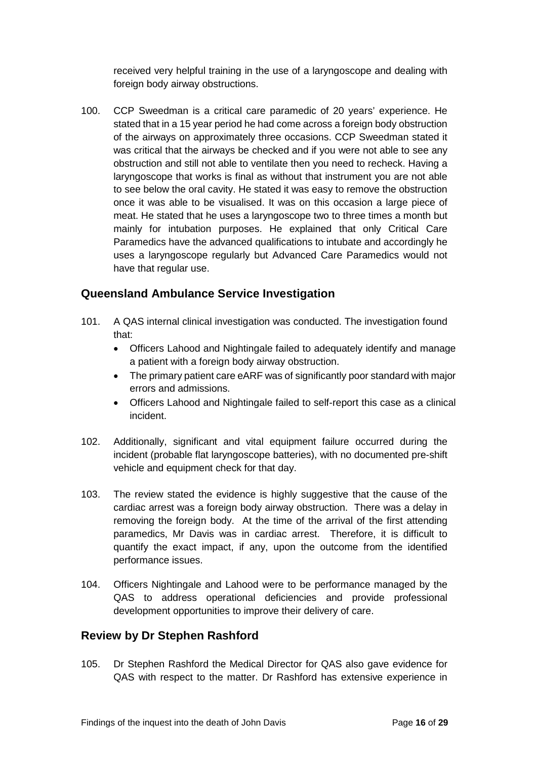received very helpful training in the use of a laryngoscope and dealing with foreign body airway obstructions.

100. CCP Sweedman is a critical care paramedic of 20 years' experience. He stated that in a 15 year period he had come across a foreign body obstruction of the airways on approximately three occasions. CCP Sweedman stated it was critical that the airways be checked and if you were not able to see any obstruction and still not able to ventilate then you need to recheck. Having a laryngoscope that works is final as without that instrument you are not able to see below the oral cavity. He stated it was easy to remove the obstruction once it was able to be visualised. It was on this occasion a large piece of meat. He stated that he uses a laryngoscope two to three times a month but mainly for intubation purposes. He explained that only Critical Care Paramedics have the advanced qualifications to intubate and accordingly he uses a laryngoscope regularly but Advanced Care Paramedics would not have that regular use.

## Queensland Ambulance Service Investigation

101. A QAS internal clinical investigation was conducted. The investigation found that:
    - Officers Lahood and Nightingale failed to adequately identify and manage a patient with a foreign body airway obstruction.
    - The primary patient care eARF was of significantly poor standard with major errors and admissions.
    - Officers Lahood and Nightingale failed to self-report this case as a clinical incident.

102. Additionally, significant and vital equipment failure occurred during the incident (probable flat laryngoscope batteries), with no documented pre-shift vehicle and equipment check for that day.

103. The review stated the evidence is highly suggestive that the cause of the cardiac arrest was a foreign body airway obstruction. There was a delay in removing the foreign body. At the time of the arrival of the first attending paramedics, Mr Davis was in cardiac arrest. Therefore, it is difficult to quantify the exact impact, if any, upon the outcome from the identified performance issues.

104. Officers Nightingale and Lahood were to be performance managed by the QAS to address operational deficiencies and provide professional development opportunities to improve their delivery of care.

## Review by Dr Stephen Rashford

105. Dr Stephen Rashford the Medical Director for QAS also gave evidence for QAS with respect to the matter. Dr Rashford has extensive experience in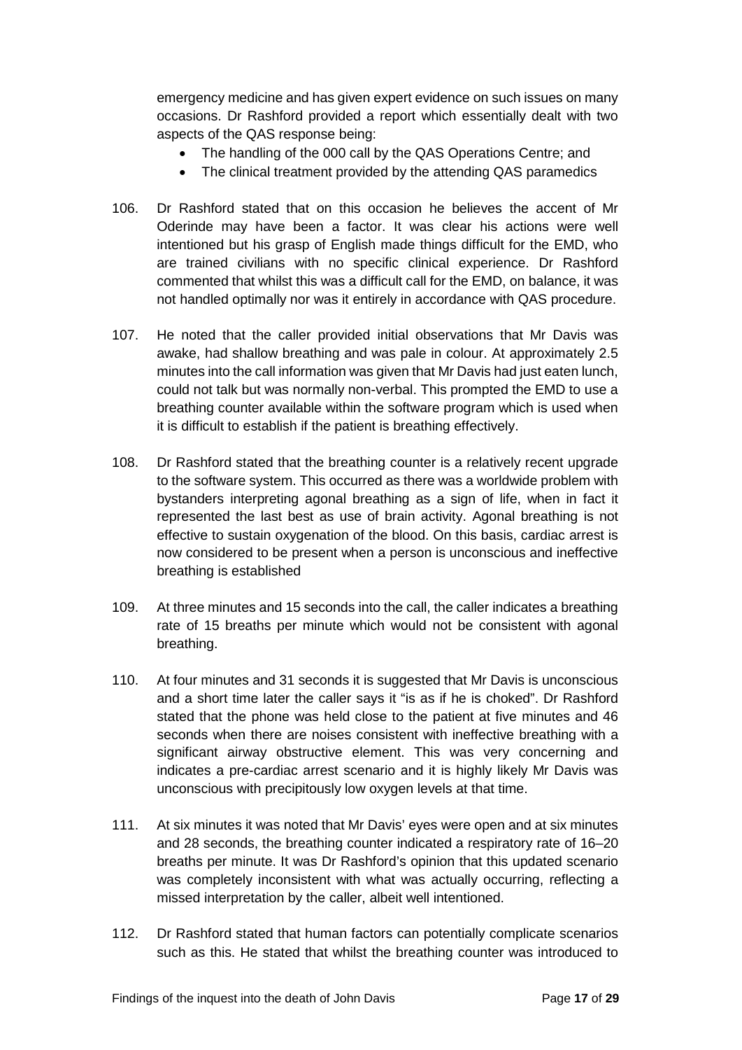emergency medicine and has given expert evidence on such issues on many occasions. Dr Rashford provided a report which essentially dealt with two aspects of the QAS response being:

- The handling of the 000 call by the QAS Operations Centre; and
- The clinical treatment provided by the attending QAS paramedics

106. Dr Rashford stated that on this occasion he believes the accent of Mr Oderinde may have been a factor. It was clear his actions were well intentioned but his grasp of English made things difficult for the EMD, who are trained civilians with no specific clinical experience. Dr Rashford commented that whilst this was a difficult call for the EMD, on balance, it was not handled optimally nor was it entirely in accordance with QAS procedure.

107. He noted that the caller provided initial observations that Mr Davis was awake, had shallow breathing and was pale in colour. At approximately 2.5 minutes into the call information was given that Mr Davis had just eaten lunch, could not talk but was normally non-verbal. This prompted the EMD to use a breathing counter available within the software program which is used when it is difficult to establish if the patient is breathing effectively.

108. Dr Rashford stated that the breathing counter is a relatively recent upgrade to the software system. This occurred as there was a worldwide problem with bystanders interpreting agonal breathing as a sign of life, when in fact it represented the last best as use of brain activity. Agonal breathing is not effective to sustain oxygenation of the blood. On this basis, cardiac arrest is now considered to be present when a person is unconscious and ineffective breathing is established

109. At three minutes and 15 seconds into the call, the caller indicates a breathing rate of 15 breaths per minute which would not be consistent with agonal breathing.

110. At four minutes and 31 seconds it is suggested that Mr Davis is unconscious and a short time later the caller says it "is as if he is choked". Dr Rashford stated that the phone was held close to the patient at five minutes and 46 seconds when there are noises consistent with ineffective breathing with a significant airway obstructive element. This was very concerning and indicates a pre-cardiac arrest scenario and it is highly likely Mr Davis was unconscious with precipitously low oxygen levels at that time.

111. At six minutes it was noted that Mr Davis' eyes were open and at six minutes and 28 seconds, the breathing counter indicated a respiratory rate of 16–20 breaths per minute. It was Dr Rashford's opinion that this updated scenario was completely inconsistent with what was actually occurring, reflecting a missed interpretation by the caller, albeit well intentioned.

112. Dr Rashford stated that human factors can potentially complicate scenarios such as this. He stated that whilst the breathing counter was introduced to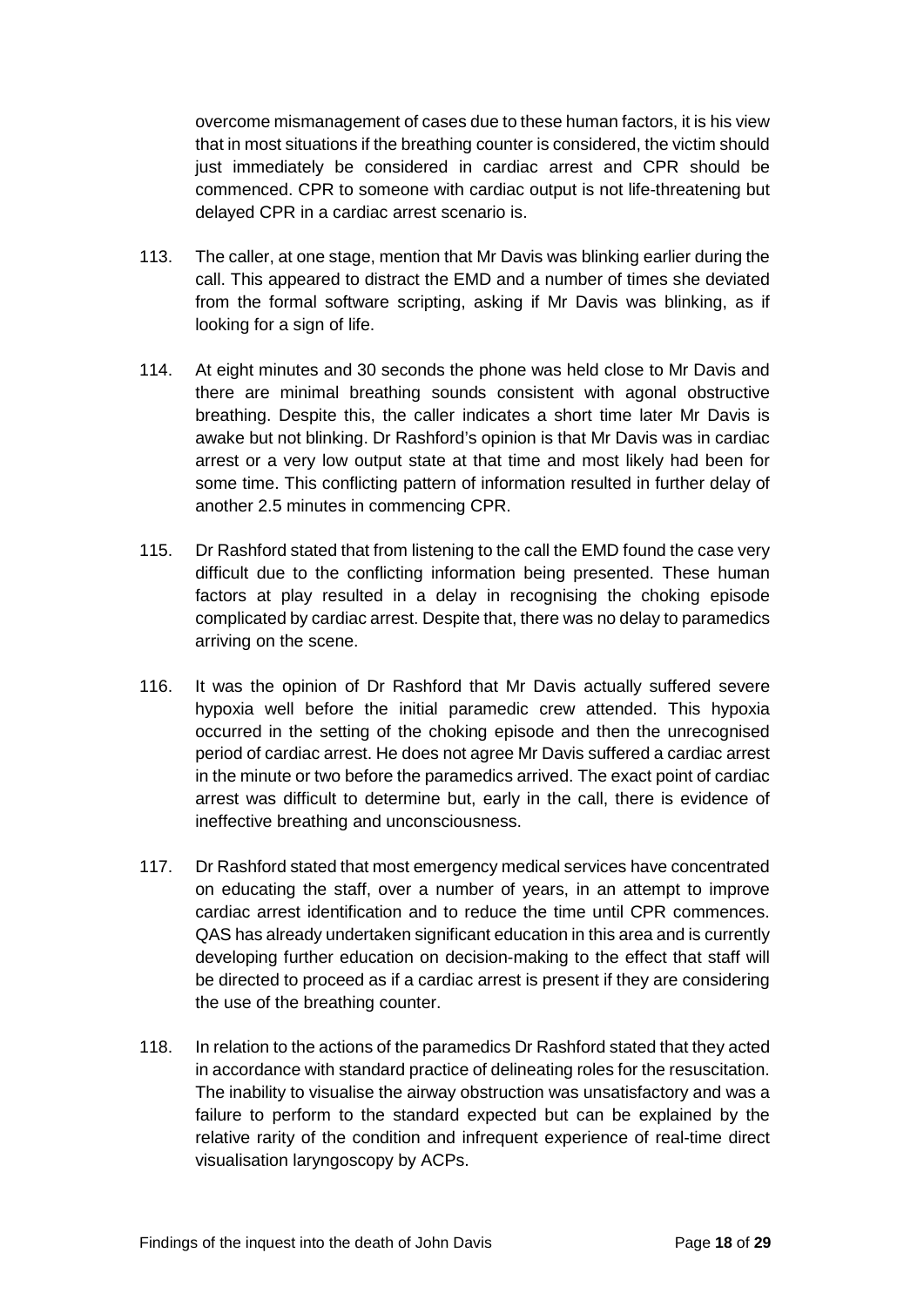overcome mismanagement of cases due to these human factors, it is his view that in most situations if the breathing counter is considered, the victim should just immediately be considered in cardiac arrest and CPR should be commenced. CPR to someone with cardiac output is not life-threatening but delayed CPR in a cardiac arrest scenario is.

113. The caller, at one stage, mention that Mr Davis was blinking earlier during the call. This appeared to distract the EMD and a number of times she deviated from the formal software scripting, asking if Mr Davis was blinking, as if looking for a sign of life.

114. At eight minutes and 30 seconds the phone was held close to Mr Davis and there are minimal breathing sounds consistent with agonal obstructive breathing. Despite this, the caller indicates a short time later Mr Davis is awake but not blinking. Dr Rashford's opinion is that Mr Davis was in cardiac arrest or a very low output state at that time and most likely had been for some time. This conflicting pattern of information resulted in further delay of another 2.5 minutes in commencing CPR.

115. Dr Rashford stated that from listening to the call the EMD found the case very difficult due to the conflicting information being presented. These human factors at play resulted in a delay in recognising the choking episode complicated by cardiac arrest. Despite that, there was no delay to paramedics arriving on the scene.

116. It was the opinion of Dr Rashford that Mr Davis actually suffered severe hypoxia well before the initial paramedic crew attended. This hypoxia occurred in the setting of the choking episode and then the unrecognised period of cardiac arrest. He does not agree Mr Davis suffered a cardiac arrest in the minute or two before the paramedics arrived. The exact point of cardiac arrest was difficult to determine but, early in the call, there is evidence of ineffective breathing and unconsciousness.

117. Dr Rashford stated that most emergency medical services have concentrated on educating the staff, over a number of years, in an attempt to improve cardiac arrest identification and to reduce the time until CPR commences. QAS has already undertaken significant education in this area and is currently developing further education on decision-making to the effect that staff will be directed to proceed as if a cardiac arrest is present if they are considering the use of the breathing counter.

118. In relation to the actions of the paramedics Dr Rashford stated that they acted in accordance with standard practice of delineating roles for the resuscitation. The inability to visualise the airway obstruction was unsatisfactory and was a failure to perform to the standard expected but can be explained by the relative rarity of the condition and infrequent experience of real-time direct visualisation laryngoscopy by ACPs.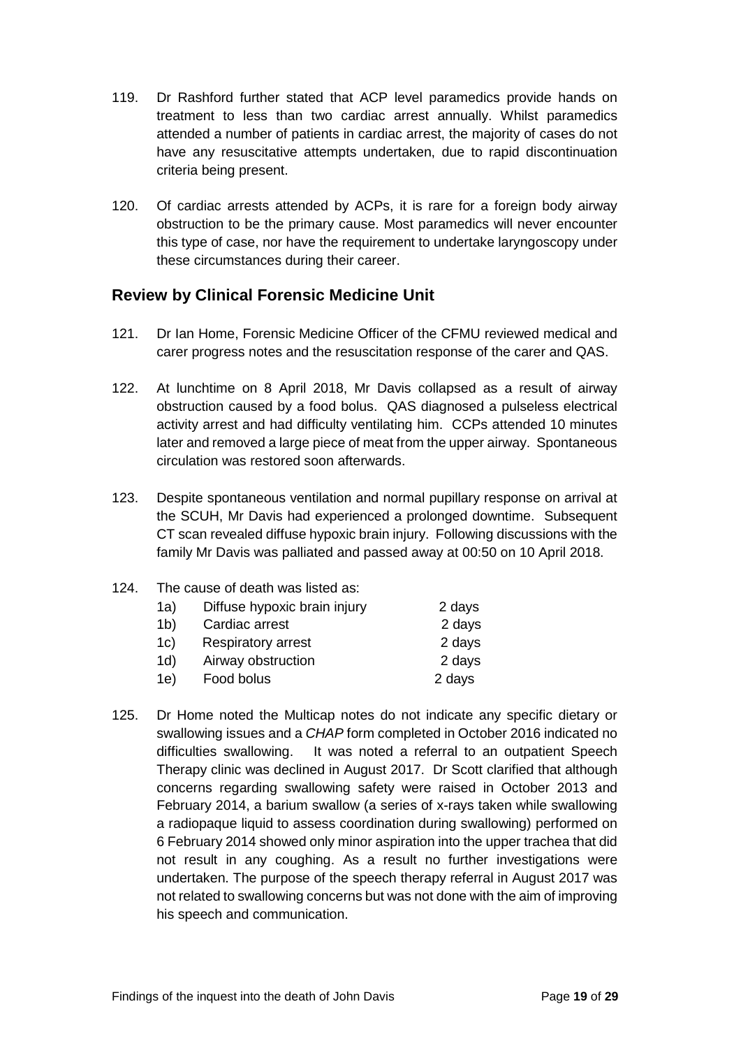119. Dr Rashford further stated that ACP level paramedics provide hands on treatment to less than two cardiac arrest annually. Whilst paramedics attended a number of patients in cardiac arrest, the majority of cases do not have any resuscitative attempts undertaken, due to rapid discontinuation criteria being present.

120. Of cardiac arrests attended by ACPs, it is rare for a foreign body airway obstruction to be the primary cause. Most paramedics will never encounter this type of case, nor have the requirement to undertake laryngoscopy under these circumstances during their career.

## Review by Clinical Forensic Medicine Unit

121. Dr Ian Home, Forensic Medicine Officer of the CFMU reviewed medical and carer progress notes and the resuscitation response of the carer and QAS.

122. At lunchtime on 8 April 2018, Mr Davis collapsed as a result of airway obstruction caused by a food bolus. QAS diagnosed a pulseless electrical activity arrest and had difficulty ventilating him. CCPs attended 10 minutes later and removed a large piece of meat from the upper airway. Spontaneous circulation was restored soon afterwards.

123. Despite spontaneous ventilation and normal pupillary response on arrival at the SCUH, Mr Davis had experienced a prolonged downtime. Subsequent CT scan revealed diffuse hypoxic brain injury. Following discussions with the family Mr Davis was palliated and passed away at 00:50 on 10 April 2018.

124. The cause of death was listed as:

| | | |
|---|---|---|
| 1a) | Diffuse hypoxic brain injury | 2 days |
| 1b) | Cardiac arrest | 2 days |
| 1c) | Respiratory arrest | 2 days |
| 1d) | Airway obstruction | 2 days |
| 1e) | Food bolus | 2 days |

125. Dr Home noted the Multicap notes do not indicate any specific dietary or swallowing issues and a *CHAP* form completed in October 2016 indicated no difficulties swallowing. It was noted a referral to an outpatient Speech Therapy clinic was declined in August 2017. Dr Scott clarified that although concerns regarding swallowing safety were raised in October 2013 and February 2014, a barium swallow (a series of x-rays taken while swallowing a radiopaque liquid to assess coordination during swallowing) performed on 6 February 2014 showed only minor aspiration into the upper trachea that did not result in any coughing. As a result no further investigations were undertaken. The purpose of the speech therapy referral in August 2017 was not related to swallowing concerns but was not done with the aim of improving his speech and communication.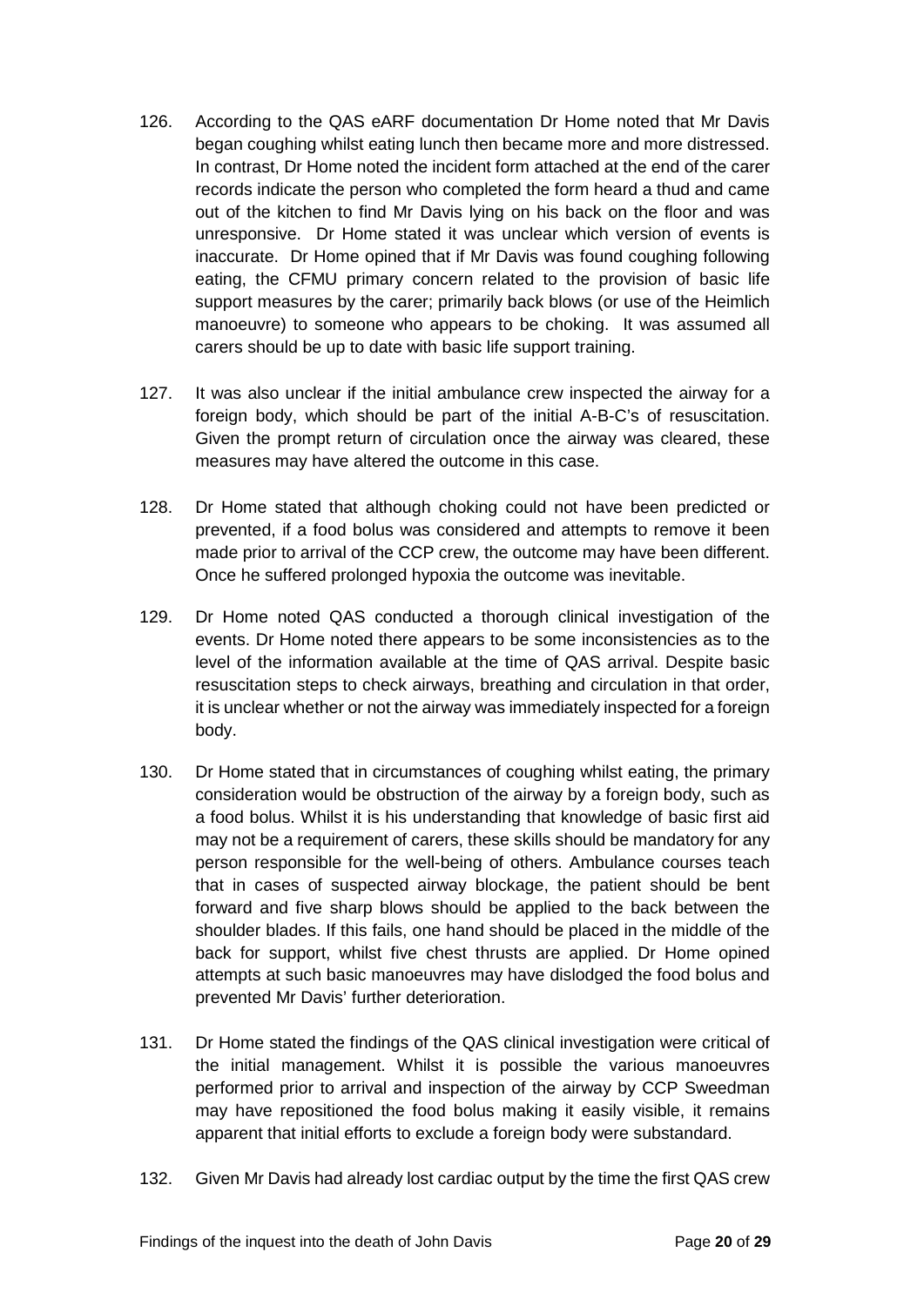126. According to the QAS eARF documentation Dr Home noted that Mr Davis began coughing whilst eating lunch then became more and more distressed. In contrast, Dr Home noted the incident form attached at the end of the carer records indicate the person who completed the form heard a thud and came out of the kitchen to find Mr Davis lying on his back on the floor and was unresponsive. Dr Home stated it was unclear which version of events is inaccurate. Dr Home opined that if Mr Davis was found coughing following eating, the CFMU primary concern related to the provision of basic life support measures by the carer; primarily back blows (or use of the Heimlich manoeuvre) to someone who appears to be choking. It was assumed all carers should be up to date with basic life support training.

127. It was also unclear if the initial ambulance crew inspected the airway for a foreign body, which should be part of the initial A-B-C's of resuscitation. Given the prompt return of circulation once the airway was cleared, these measures may have altered the outcome in this case.

128. Dr Home stated that although choking could not have been predicted or prevented, if a food bolus was considered and attempts to remove it been made prior to arrival of the CCP crew, the outcome may have been different. Once he suffered prolonged hypoxia the outcome was inevitable.

129. Dr Home noted QAS conducted a thorough clinical investigation of the events. Dr Home noted there appears to be some inconsistencies as to the level of the information available at the time of QAS arrival. Despite basic resuscitation steps to check airways, breathing and circulation in that order, it is unclear whether or not the airway was immediately inspected for a foreign body.

130. Dr Home stated that in circumstances of coughing whilst eating, the primary consideration would be obstruction of the airway by a foreign body, such as a food bolus. Whilst it is his understanding that knowledge of basic first aid may not be a requirement of carers, these skills should be mandatory for any person responsible for the well-being of others. Ambulance courses teach that in cases of suspected airway blockage, the patient should be bent forward and five sharp blows should be applied to the back between the shoulder blades. If this fails, one hand should be placed in the middle of the back for support, whilst five chest thrusts are applied. Dr Home opined attempts at such basic manoeuvres may have dislodged the food bolus and prevented Mr Davis' further deterioration.

131. Dr Home stated the findings of the QAS clinical investigation were critical of the initial management. Whilst it is possible the various manoeuvres performed prior to arrival and inspection of the airway by CCP Sweedman may have repositioned the food bolus making it easily visible, it remains apparent that initial efforts to exclude a foreign body were substandard.

132. Given Mr Davis had already lost cardiac output by the time the first QAS crew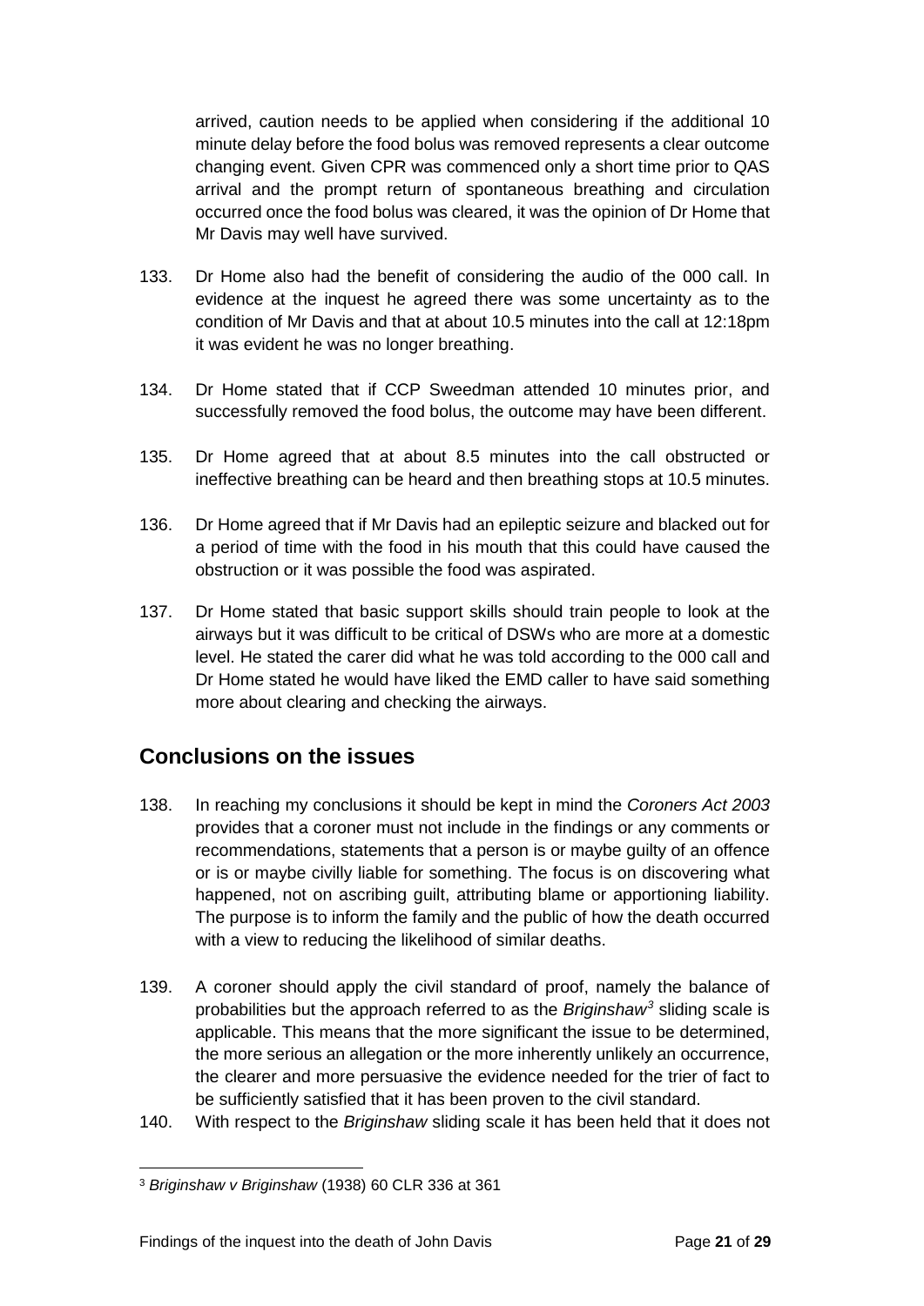arrived, caution needs to be applied when considering if the additional 10 minute delay before the food bolus was removed represents a clear outcome changing event. Given CPR was commenced only a short time prior to QAS arrival and the prompt return of spontaneous breathing and circulation occurred once the food bolus was cleared, it was the opinion of Dr Home that Mr Davis may well have survived.

133. Dr Home also had the benefit of considering the audio of the 000 call. In evidence at the inquest he agreed there was some uncertainty as to the condition of Mr Davis and that at about 10.5 minutes into the call at 12:18pm it was evident he was no longer breathing.

134. Dr Home stated that if CCP Sweedman attended 10 minutes prior, and successfully removed the food bolus, the outcome may have been different.

135. Dr Home agreed that at about 8.5 minutes into the call obstructed or ineffective breathing can be heard and then breathing stops at 10.5 minutes.

136. Dr Home agreed that if Mr Davis had an epileptic seizure and blacked out for a period of time with the food in his mouth that this could have caused the obstruction or it was possible the food was aspirated.

137. Dr Home stated that basic support skills should train people to look at the airways but it was difficult to be critical of DSWs who are more at a domestic level. He stated the carer did what he was told according to the 000 call and Dr Home stated he would have liked the EMD caller to have said something more about clearing and checking the airways.

## Conclusions on the issues

138. In reaching my conclusions it should be kept in mind the *Coroners Act 2003* provides that a coroner must not include in the findings or any comments or recommendations, statements that a person is or maybe guilty of an offence or is or maybe civilly liable for something. The focus is on discovering what happened, not on ascribing guilt, attributing blame or apportioning liability. The purpose is to inform the family and the public of how the death occurred with a view to reducing the likelihood of similar deaths.

139. A coroner should apply the civil standard of proof, namely the balance of probabilities but the approach referred to as the *Briginshaw*[3] sliding scale is applicable. This means that the more significant the issue to be determined, the more serious an allegation or the more inherently unlikely an occurrence, the clearer and more persuasive the evidence needed for the trier of fact to be sufficiently satisfied that it has been proven to the civil standard.

140. With respect to the *Briginshaw* sliding scale it has been held that it does not

[3] *Briginshaw v Briginshaw* (1938) 60 CLR 336 at 361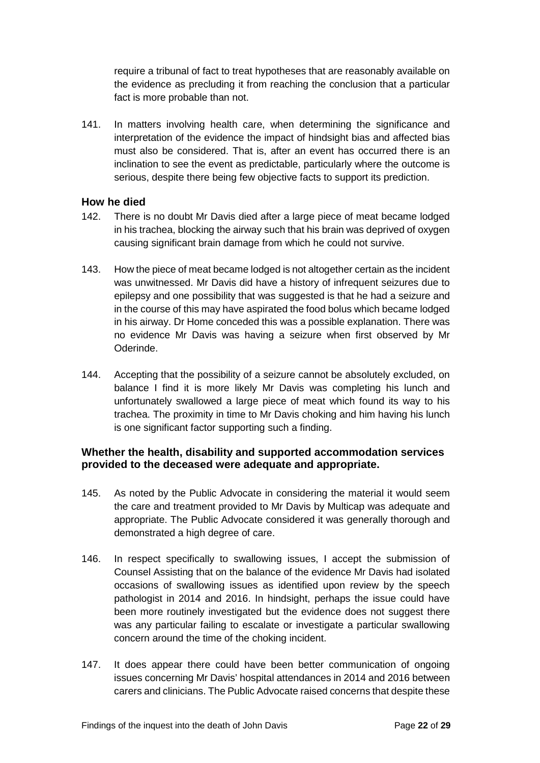require a tribunal of fact to treat hypotheses that are reasonably available on the evidence as precluding it from reaching the conclusion that a particular fact is more probable than not.

141. In matters involving health care, when determining the significance and interpretation of the evidence the impact of hindsight bias and affected bias must also be considered. That is, after an event has occurred there is an inclination to see the event as predictable, particularly where the outcome is serious, despite there being few objective facts to support its prediction.

### How he died

142. There is no doubt Mr Davis died after a large piece of meat became lodged in his trachea, blocking the airway such that his brain was deprived of oxygen causing significant brain damage from which he could not survive.

143. How the piece of meat became lodged is not altogether certain as the incident was unwitnessed. Mr Davis did have a history of infrequent seizures due to epilepsy and one possibility that was suggested is that he had a seizure and in the course of this may have aspirated the food bolus which became lodged in his airway. Dr Home conceded this was a possible explanation. There was no evidence Mr Davis was having a seizure when first observed by Mr Oderinde.

144. Accepting that the possibility of a seizure cannot be absolutely excluded, on balance I find it is more likely Mr Davis was completing his lunch and unfortunately swallowed a large piece of meat which found its way to his trachea. The proximity in time to Mr Davis choking and him having his lunch is one significant factor supporting such a finding.

### Whether the health, disability and supported accommodation services provided to the deceased were adequate and appropriate.

145. As noted by the Public Advocate in considering the material it would seem the care and treatment provided to Mr Davis by Multicap was adequate and appropriate. The Public Advocate considered it was generally thorough and demonstrated a high degree of care.

146. In respect specifically to swallowing issues, I accept the submission of Counsel Assisting that on the balance of the evidence Mr Davis had isolated occasions of swallowing issues as identified upon review by the speech pathologist in 2014 and 2016. In hindsight, perhaps the issue could have been more routinely investigated but the evidence does not suggest there was any particular failing to escalate or investigate a particular swallowing concern around the time of the choking incident.

147. It does appear there could have been better communication of ongoing issues concerning Mr Davis' hospital attendances in 2014 and 2016 between carers and clinicians. The Public Advocate raised concerns that despite these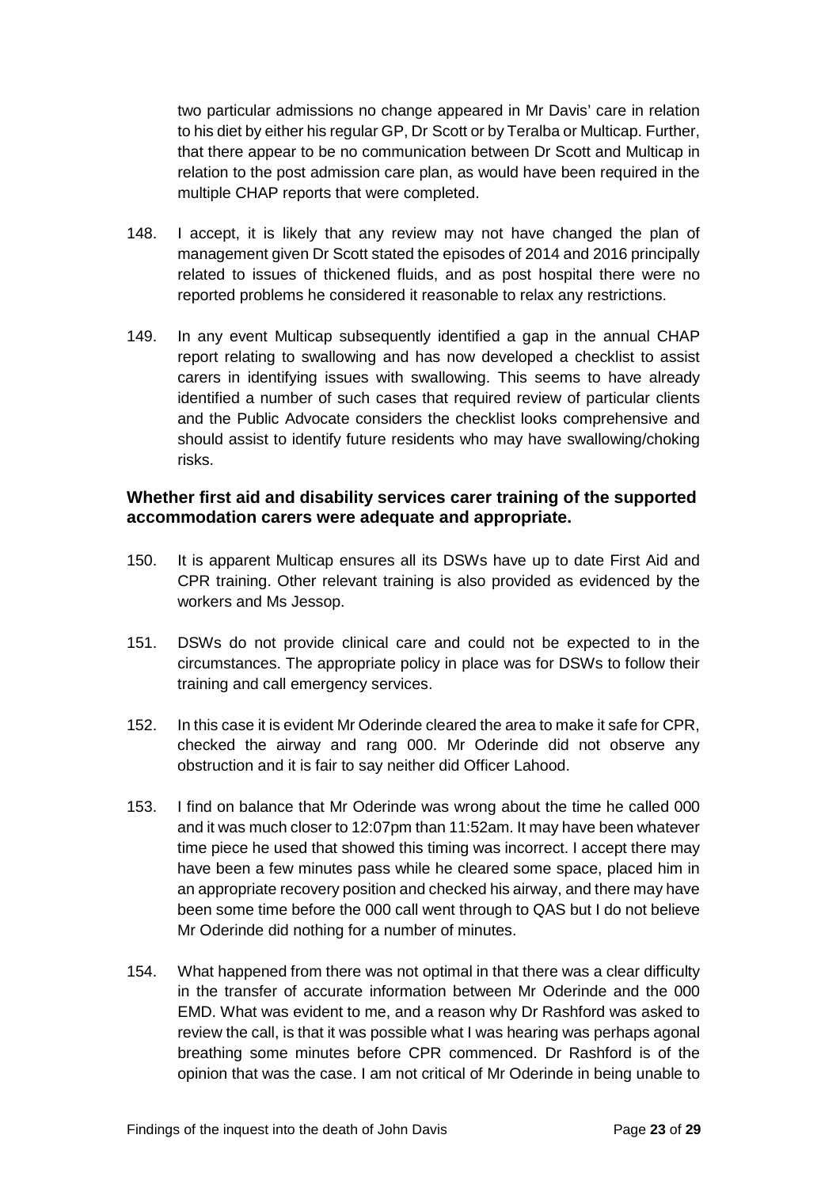two particular admissions no change appeared in Mr Davis' care in relation to his diet by either his regular GP, Dr Scott or by Teralba or Multicap. Further, that there appear to be no communication between Dr Scott and Multicap in relation to the post admission care plan, as would have been required in the multiple CHAP reports that were completed.

148. I accept, it is likely that any review may not have changed the plan of management given Dr Scott stated the episodes of 2014 and 2016 principally related to issues of thickened fluids, and as post hospital there were no reported problems he considered it reasonable to relax any restrictions.

149. In any event Multicap subsequently identified a gap in the annual CHAP report relating to swallowing and has now developed a checklist to assist carers in identifying issues with swallowing. This seems to have already identified a number of such cases that required review of particular clients and the Public Advocate considers the checklist looks comprehensive and should assist to identify future residents who may have swallowing/choking risks.

### Whether first aid and disability services carer training of the supported accommodation carers were adequate and appropriate.

150. It is apparent Multicap ensures all its DSWs have up to date First Aid and CPR training. Other relevant training is also provided as evidenced by the workers and Ms Jessop.

151. DSWs do not provide clinical care and could not be expected to in the circumstances. The appropriate policy in place was for DSWs to follow their training and call emergency services.

152. In this case it is evident Mr Oderinde cleared the area to make it safe for CPR, checked the airway and rang 000. Mr Oderinde did not observe any obstruction and it is fair to say neither did Officer Lahood.

153. I find on balance that Mr Oderinde was wrong about the time he called 000 and it was much closer to 12:07pm than 11:52am. It may have been whatever time piece he used that showed this timing was incorrect. I accept there may have been a few minutes pass while he cleared some space, placed him in an appropriate recovery position and checked his airway, and there may have been some time before the 000 call went through to QAS but I do not believe Mr Oderinde did nothing for a number of minutes.

154. What happened from there was not optimal in that there was a clear difficulty in the transfer of accurate information between Mr Oderinde and the 000 EMD. What was evident to me, and a reason why Dr Rashford was asked to review the call, is that it was possible what I was hearing was perhaps agonal breathing some minutes before CPR commenced. Dr Rashford is of the opinion that was the case. I am not critical of Mr Oderinde in being unable to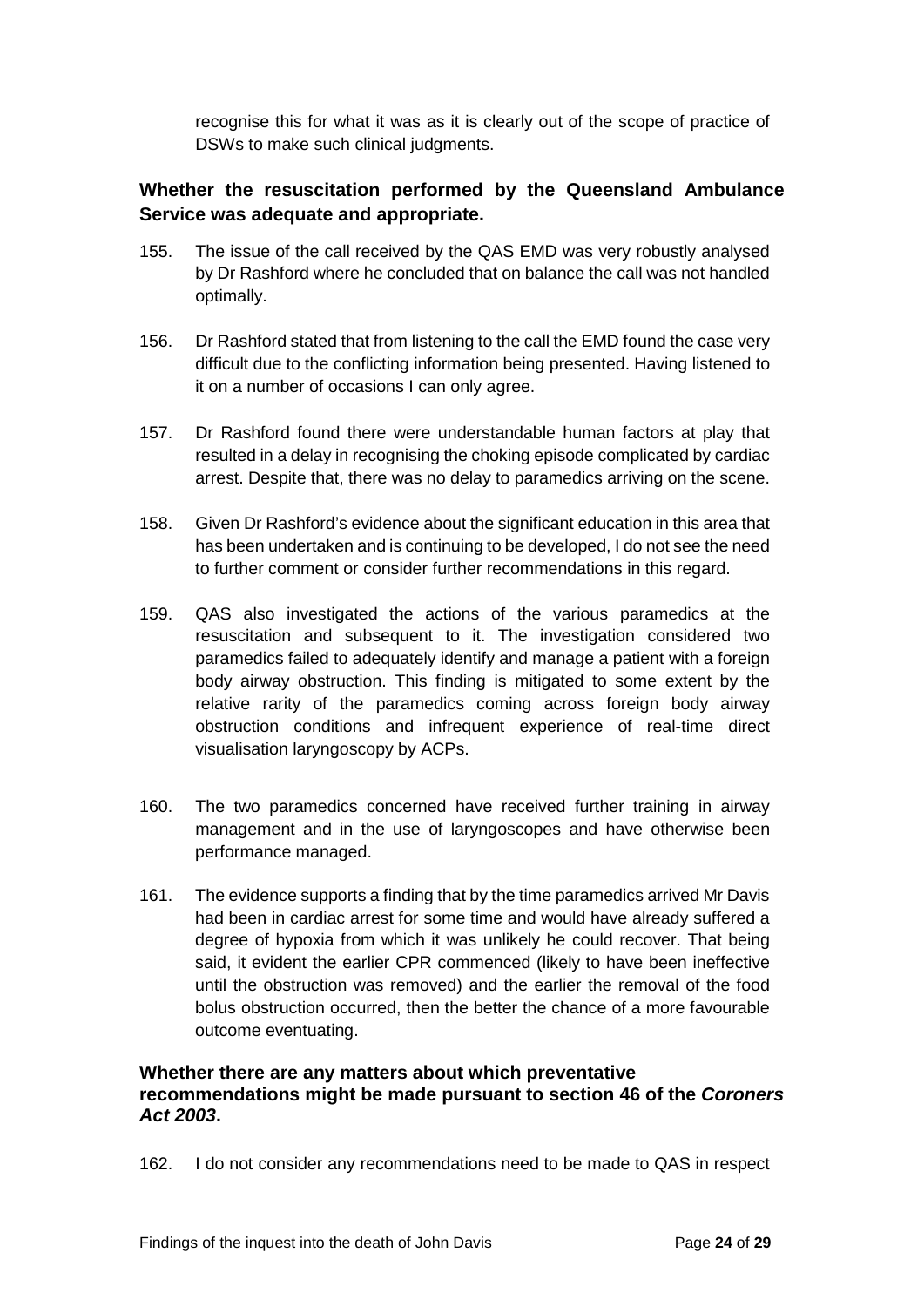recognise this for what it was as it is clearly out of the scope of practice of DSWs to make such clinical judgments.

### Whether the resuscitation performed by the Queensland Ambulance Service was adequate and appropriate.

155. The issue of the call received by the QAS EMD was very robustly analysed by Dr Rashford where he concluded that on balance the call was not handled optimally.

156. Dr Rashford stated that from listening to the call the EMD found the case very difficult due to the conflicting information being presented. Having listened to it on a number of occasions I can only agree.

157. Dr Rashford found there were understandable human factors at play that resulted in a delay in recognising the choking episode complicated by cardiac arrest. Despite that, there was no delay to paramedics arriving on the scene.

158. Given Dr Rashford's evidence about the significant education in this area that has been undertaken and is continuing to be developed, I do not see the need to further comment or consider further recommendations in this regard.

159. QAS also investigated the actions of the various paramedics at the resuscitation and subsequent to it. The investigation considered two paramedics failed to adequately identify and manage a patient with a foreign body airway obstruction. This finding is mitigated to some extent by the relative rarity of the paramedics coming across foreign body airway obstruction conditions and infrequent experience of real-time direct visualisation laryngoscopy by ACPs.

160. The two paramedics concerned have received further training in airway management and in the use of laryngoscopes and have otherwise been performance managed.

161. The evidence supports a finding that by the time paramedics arrived Mr Davis had been in cardiac arrest for some time and would have already suffered a degree of hypoxia from which it was unlikely he could recover. That being said, it evident the earlier CPR commenced (likely to have been ineffective until the obstruction was removed) and the earlier the removal of the food bolus obstruction occurred, then the better the chance of a more favourable outcome eventuating.

### Whether there are any matters about which preventative recommendations might be made pursuant to section 46 of the *Coroners Act 2003*.

162. I do not consider any recommendations need to be made to QAS in respect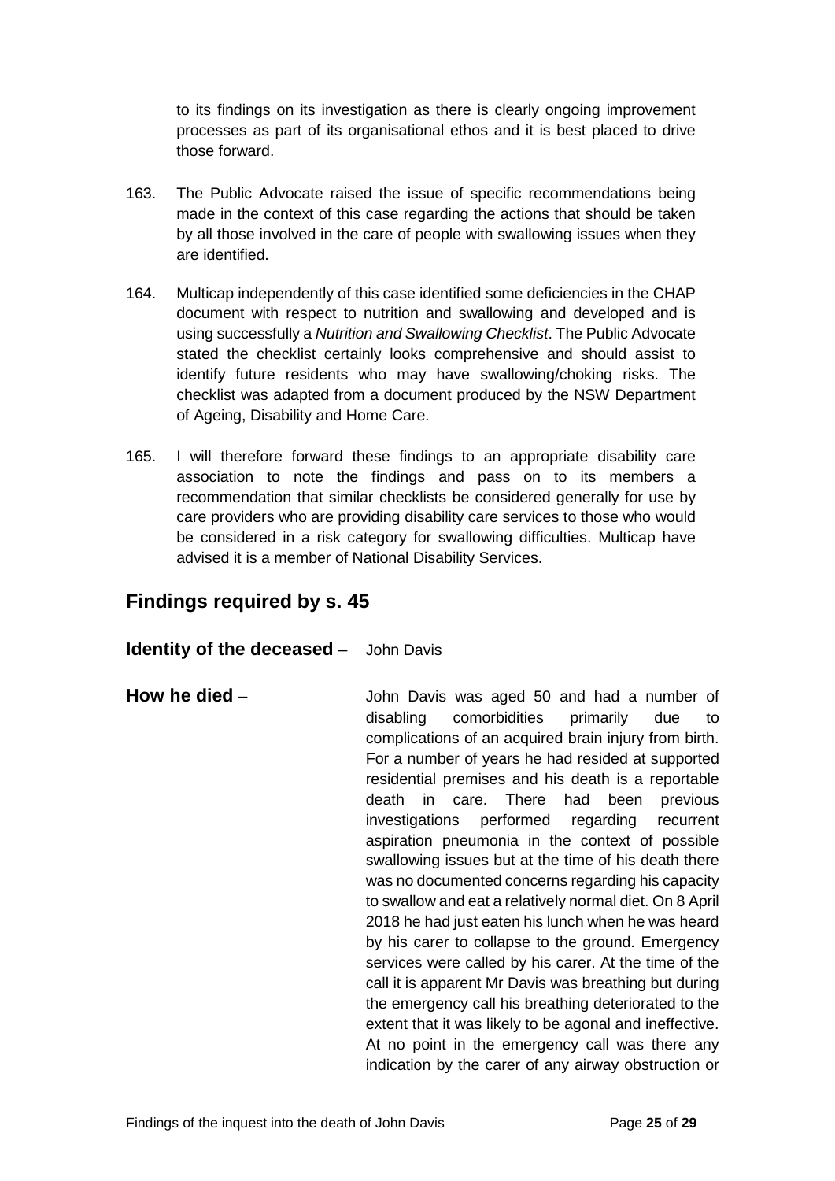to its findings on its investigation as there is clearly ongoing improvement processes as part of its organisational ethos and it is best placed to drive those forward.

163. The Public Advocate raised the issue of specific recommendations being made in the context of this case regarding the actions that should be taken by all those involved in the care of people with swallowing issues when they are identified.

164. Multicap independently of this case identified some deficiencies in the CHAP document with respect to nutrition and swallowing and developed and is using successfully a *Nutrition and Swallowing Checklist*. The Public Advocate stated the checklist certainly looks comprehensive and should assist to identify future residents who may have swallowing/choking risks. The checklist was adapted from a document produced by the NSW Department of Ageing, Disability and Home Care.

165. I will therefore forward these findings to an appropriate disability care association to note the findings and pass on to its members a recommendation that similar checklists be considered generally for use by care providers who are providing disability care services to those who would be considered in a risk category for swallowing difficulties. Multicap have advised it is a member of National Disability Services.

## Findings required by s. 45

**Identity of the deceased** – John Davis

**How he died** – John Davis was aged 50 and had a number of disabling comorbidities primarily due to complications of an acquired brain injury from birth. For a number of years he had resided at supported residential premises and his death is a reportable death in care. There had been previous investigations performed regarding recurrent aspiration pneumonia in the context of possible swallowing issues but at the time of his death there was no documented concerns regarding his capacity to swallow and eat a relatively normal diet. On 8 April 2018 he had just eaten his lunch when he was heard by his carer to collapse to the ground. Emergency services were called by his carer. At the time of the call it is apparent Mr Davis was breathing but during the emergency call his breathing deteriorated to the extent that it was likely to be agonal and ineffective. At no point in the emergency call was there any indication by the carer of any airway obstruction or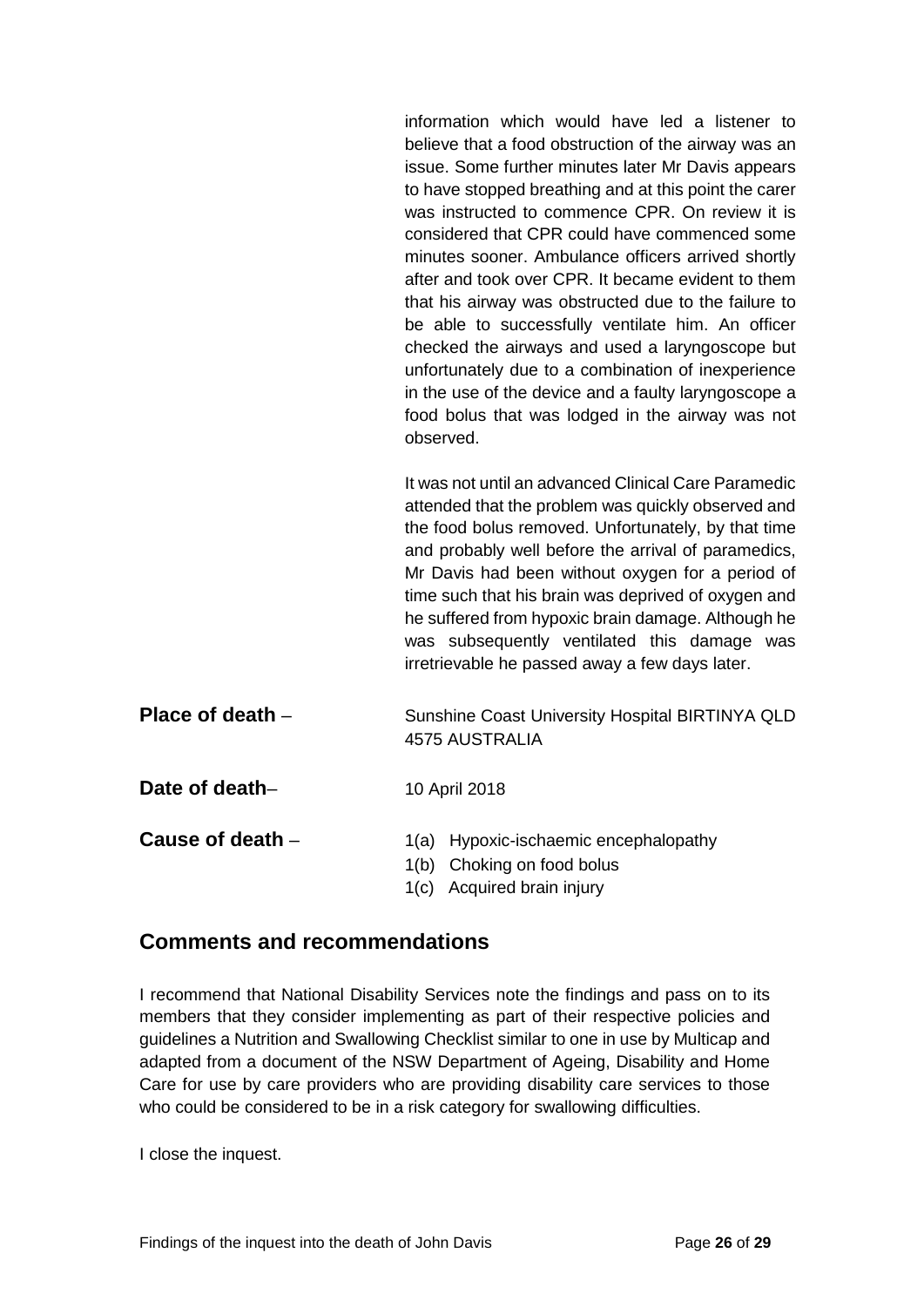information which would have led a listener to believe that a food obstruction of the airway was an issue. Some further minutes later Mr Davis appears to have stopped breathing and at this point the carer was instructed to commence CPR. On review it is considered that CPR could have commenced some minutes sooner. Ambulance officers arrived shortly after and took over CPR. It became evident to them that his airway was obstructed due to the failure to be able to successfully ventilate him. An officer checked the airways and used a laryngoscope but unfortunately due to a combination of inexperience in the use of the device and a faulty laryngoscope a food bolus that was lodged in the airway was not observed.

It was not until an advanced Clinical Care Paramedic attended that the problem was quickly observed and the food bolus removed. Unfortunately, by that time and probably well before the arrival of paramedics, Mr Davis had been without oxygen for a period of time such that his brain was deprived of oxygen and he suffered from hypoxic brain damage. Although he was subsequently ventilated this damage was irretrievable he passed away a few days later.

**Place of death** – Sunshine Coast University Hospital BIRTINYA QLD 4575 AUSTRALIA

**Date of death**– 10 April 2018

**Cause of death** –
1(a) Hypoxic-ischaemic encephalopathy
1(b) Choking on food bolus
1(c) Acquired brain injury

## Comments and recommendations

I recommend that National Disability Services note the findings and pass on to its members that they consider implementing as part of their respective policies and guidelines a Nutrition and Swallowing Checklist similar to one in use by Multicap and adapted from a document of the NSW Department of Ageing, Disability and Home Care for use by care providers who are providing disability care services to those who could be considered to be in a risk category for swallowing difficulties.

I close the inquest.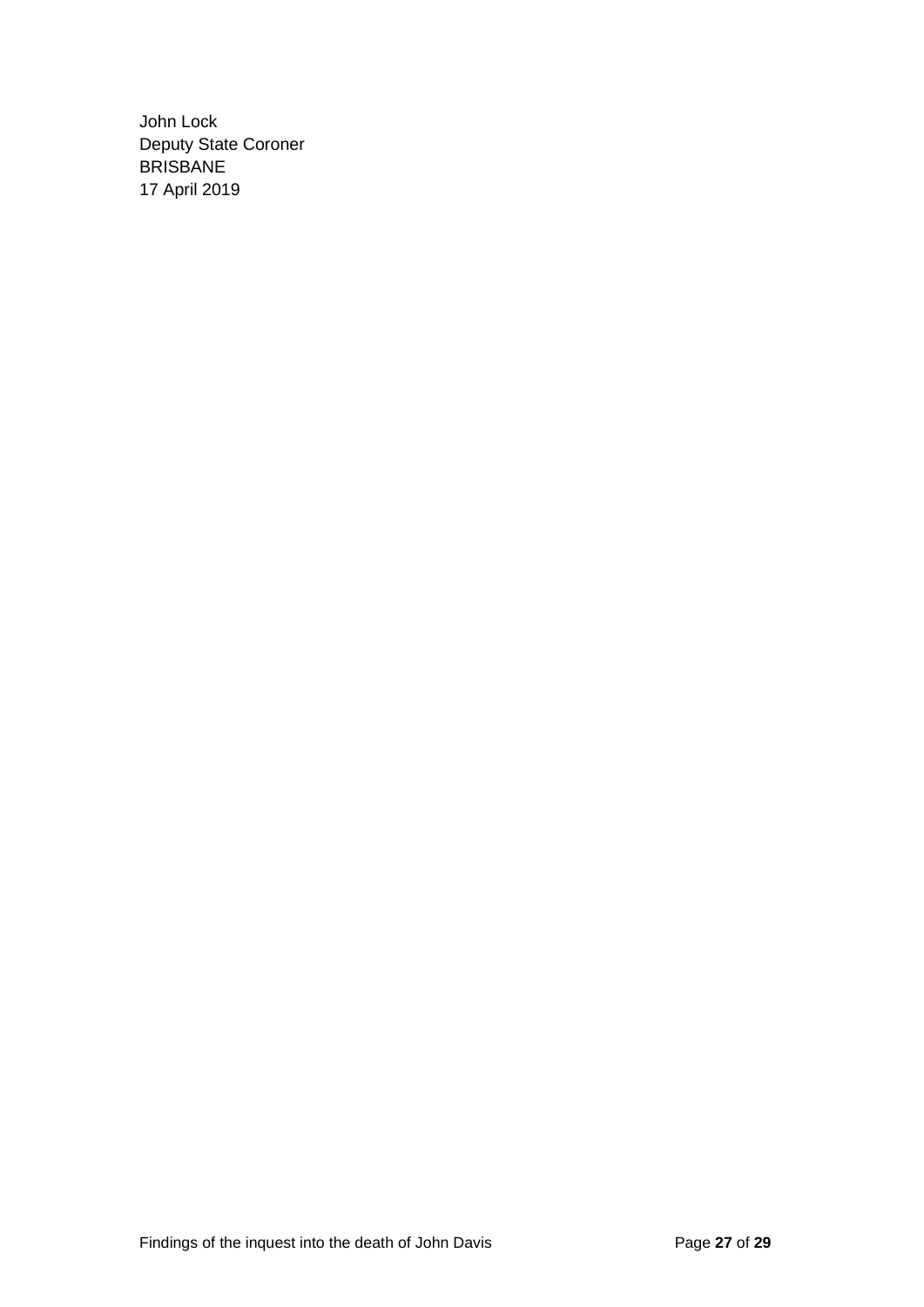John Lock
Deputy State Coroner
BRISBANE
17 April 2019